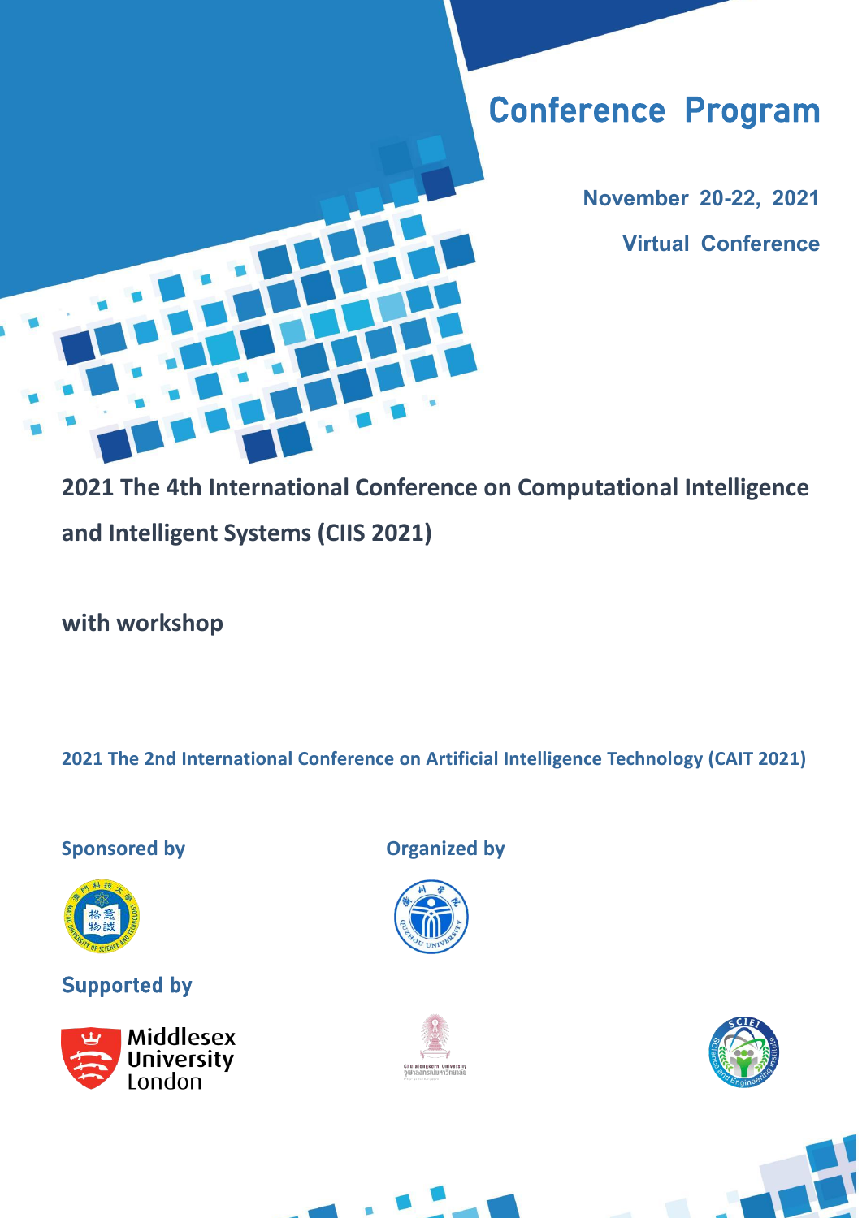# Conference Program

**November 20-22, 2021**

**Virtual Conference**

## 2021 The 4th International Conference on Computational Intelligence and Intelligent Systems (CIIS 2021)

**with workshop**

**2021 The 2nd International Conference on Artificial Intelligence Technology (CAIT 2021)**

**Sponsored by**

**Organized by**

**Supported by**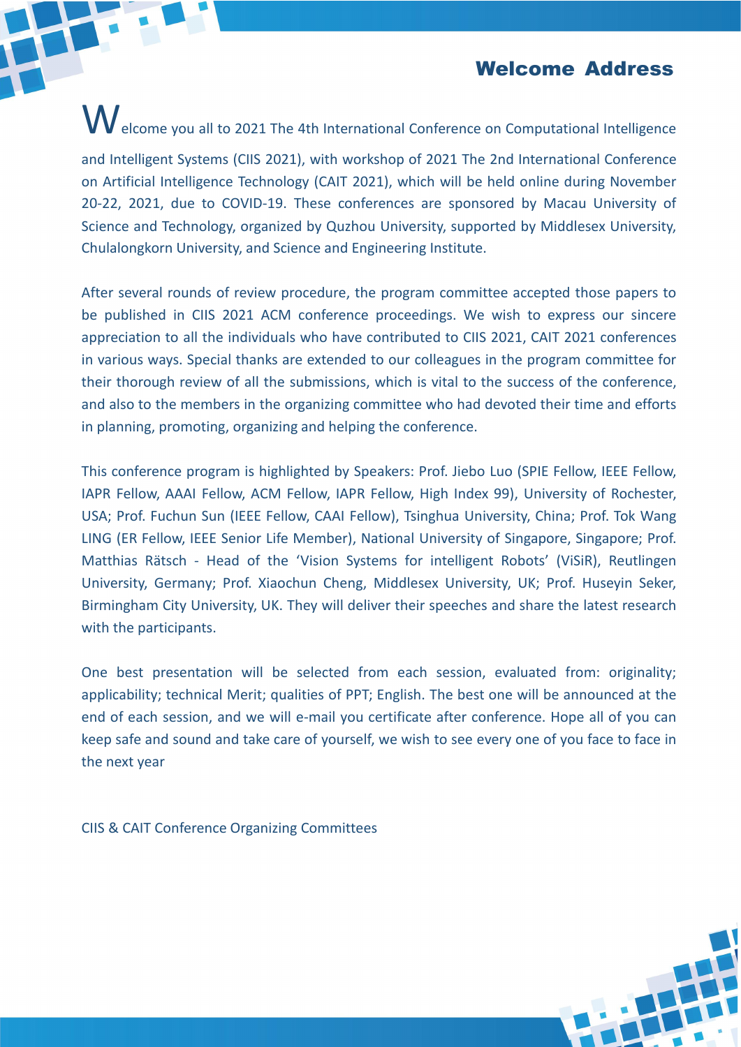## Welcome Address

Welcome you all to 2021 The 4th International Conference on Computational Intelligence and Intelligent Systems (CIIS 2021), with workshop of 2021 The 2nd International Conference on Artificial Intelligence Technology (CAIT 2021), which will be held online during November 20-22, 2021, due to COVID-19. These conferences are sponsored by Macau University of Science and Technology, organized by Quzhou University, supported by Middlesex University, Chulalongkorn University, and Science and Engineering Institute.

After several rounds of review procedure, the program committee accepted those papers to be published in CIIS 2021 ACM conference proceedings. We wish to express our sincere appreciation to all the individuals who have contributed to CIIS 2021, CAIT 2021 conferences in various ways. Special thanks are extended to our colleagues in the program committee for their thorough review of all the submissions, which is vital to the success of the conference, and also to the members in the organizing committee who had devoted their time and efforts in planning, promoting, organizing and helping the conference.

This conference program is highlighted by Speakers: Prof. Jiebo Luo (SPIE Fellow, IEEE Fellow, IAPR Fellow, AAAI Fellow, ACM Fellow, IAPR Fellow, High Index 99), University of Rochester, USA; Prof. Fuchun Sun (IEEE Fellow, CAAI Fellow), Tsinghua University, China; Prof. Tok Wang LING (ER Fellow, IEEE Senior Life Member), National University of Singapore, Singapore; Prof. Matthias Rätsch - Head of the 'Vision Systems for intelligent Robots' (ViSiR), Reutlingen University, Germany; Prof. Xiaochun Cheng, Middlesex University, UK; Prof. Huseyin Seker, Birmingham City University, UK. They will deliver their speeches and share the latest research with the participants.

One best presentation will be selected from each session, evaluated from: originality; applicability; technical Merit; qualities of PPT; English. The best one will be announced at the end of each session, and we will e-mail you certificate after conference. Hope all of you can keep safe and sound and take care of yourself, we wish to see every one of you face to face in the next year

CIIS & CAIT Conference Organizing Committees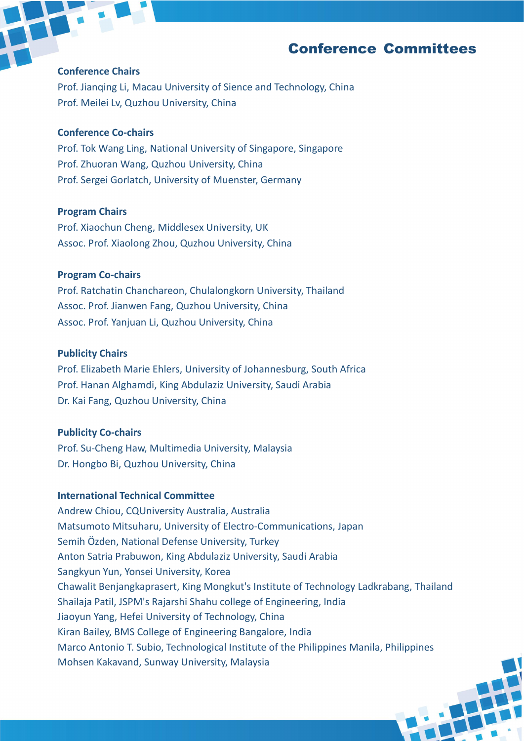# Conference Committees

**Conference Chairs**

Prof. Jianqing Li, Macau University of Sience and Technology, China
Prof. Meilei Lv, Quzhou University, China

**Conference Co-chairs**

Prof. Tok Wang Ling, National University of Singapore, Singapore
Prof. Zhuoran Wang, Quzhou University, China
Prof. Sergei Gorlatch, University of Muenster, Germany

**Program Chairs**

Prof. Xiaochun Cheng, Middlesex University, UK
Assoc. Prof. Xiaolong Zhou, Quzhou University, China

**Program Co-chairs**

Prof. Ratchatin Chanchareon, Chulalongkorn University, Thailand
Assoc. Prof. Jianwen Fang, Quzhou University, China
Assoc. Prof. Yanjuan Li, Quzhou University, China

**Publicity Chairs**

Prof. Elizabeth Marie Ehlers, University of Johannesburg, South Africa
Prof. Hanan Alghamdi, King Abdulaziz University, Saudi Arabia
Dr. Kai Fang, Quzhou University, China

**Publicity Co-chairs**

Prof. Su-Cheng Haw, Multimedia University, Malaysia
Dr. Hongbo Bi, Quzhou University, China

**International Technical Committee**

Andrew Chiou, CQUniversity Australia, Australia
Matsumoto Mitsuharu, University of Electro-Communications, Japan
Semih Özden, National Defense University, Turkey
Anton Satria Prabuwon, King Abdulaziz University, Saudi Arabia
Sangkyun Yun, Yonsei University, Korea
Chawalit Benjangkaprasert, King Mongkut's Institute of Technology Ladkrabang, Thailand
Shailaja Patil, JSPM's Rajarshi Shahu college of Engineering, India
Jiaoyun Yang, Hefei University of Technology, China
Kiran Bailey, BMS College of Engineering Bangalore, India
Marco Antonio T. Subio, Technological Institute of the Philippines Manila, Philippines
Mohsen Kakavand, Sunway University, Malaysia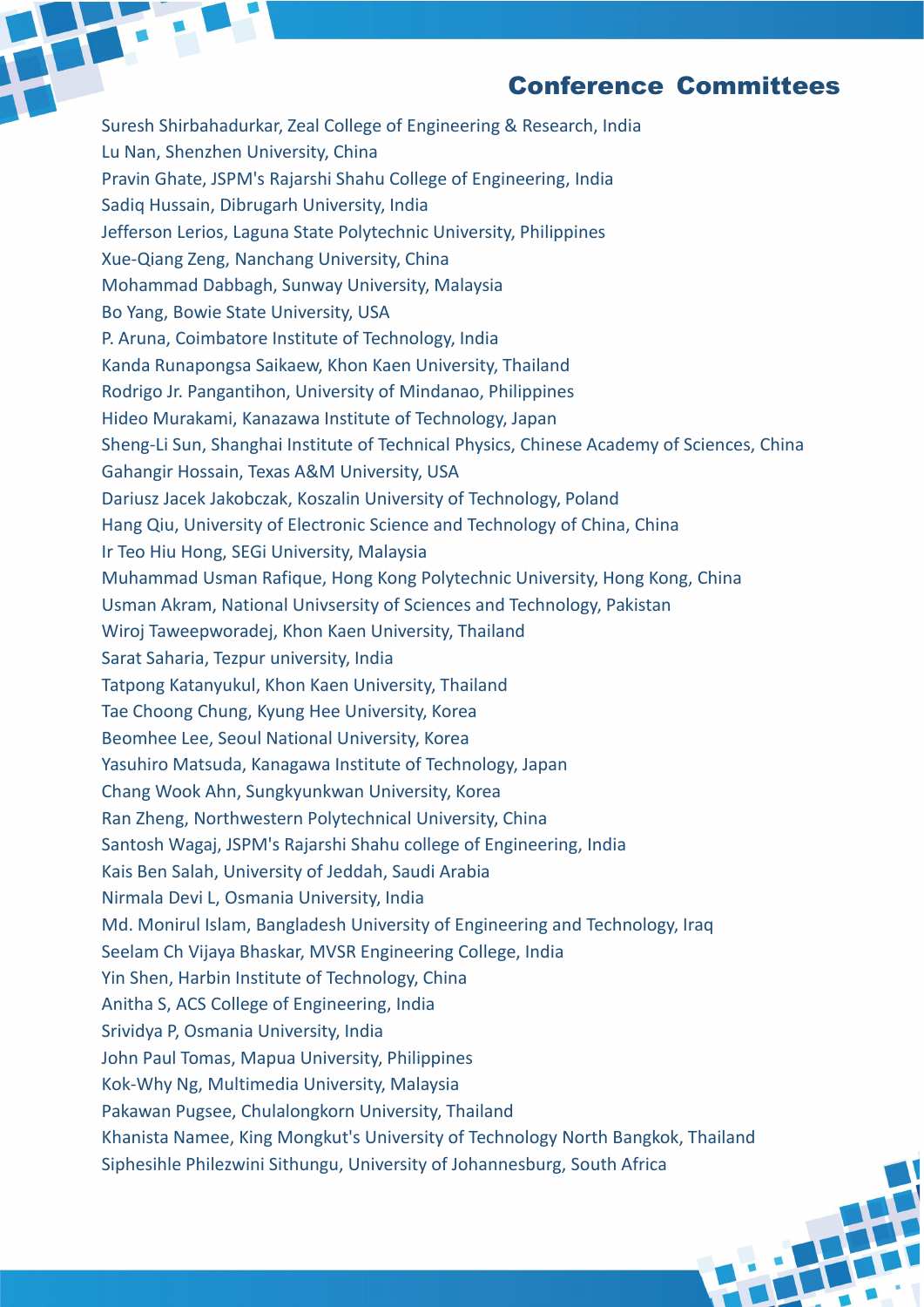## Conference Committees

Suresh Shirbahadurkar, Zeal College of Engineering & Research, India
Lu Nan, Shenzhen University, China
Pravin Ghate, JSPM's Rajarshi Shahu College of Engineering, India
Sadiq Hussain, Dibrugarh University, India
Jefferson Lerios, Laguna State Polytechnic University, Philippines
Xue-Qiang Zeng, Nanchang University, China
Mohammad Dabbagh, Sunway University, Malaysia
Bo Yang, Bowie State University, USA
P. Aruna, Coimbatore Institute of Technology, India
Kanda Runapongsa Saikaew, Khon Kaen University, Thailand
Rodrigo Jr. Pangantihon, University of Mindanao, Philippines
Hideo Murakami, Kanazawa Institute of Technology, Japan
Sheng-Li Sun, Shanghai Institute of Technical Physics, Chinese Academy of Sciences, China
Gahangir Hossain, Texas A&M University, USA
Dariusz Jacek Jakobczak, Koszalin University of Technology, Poland
Hang Qiu, University of Electronic Science and Technology of China, China
Ir Teo Hiu Hong, SEGi University, Malaysia
Muhammad Usman Rafique, Hong Kong Polytechnic University, Hong Kong, China
Usman Akram, National Univsersity of Sciences and Technology, Pakistan
Wiroj Taweepworadej, Khon Kaen University, Thailand
Sarat Saharia, Tezpur university, India
Tatpong Katanyukul, Khon Kaen University, Thailand
Tae Choong Chung, Kyung Hee University, Korea
Beomhee Lee, Seoul National University, Korea
Yasuhiro Matsuda, Kanagawa Institute of Technology, Japan
Chang Wook Ahn, Sungkyunkwan University, Korea
Ran Zheng, Northwestern Polytechnical University, China
Santosh Wagaj, JSPM's Rajarshi Shahu college of Engineering, India
Kais Ben Salah, University of Jeddah, Saudi Arabia
Nirmala Devi L, Osmania University, India
Md. Monirul Islam, Bangladesh University of Engineering and Technology, Iraq
Seelam Ch Vijaya Bhaskar, MVSR Engineering College, India
Yin Shen, Harbin Institute of Technology, China
Anitha S, ACS College of Engineering, India
Srividya P, Osmania University, India
John Paul Tomas, Mapua University, Philippines
Kok-Why Ng, Multimedia University, Malaysia
Pakawan Pugsee, Chulalongkorn University, Thailand
Khanista Namee, King Mongkut's University of Technology North Bangkok, Thailand
Siphesihle Philezwini Sithungu, University of Johannesburg, South Africa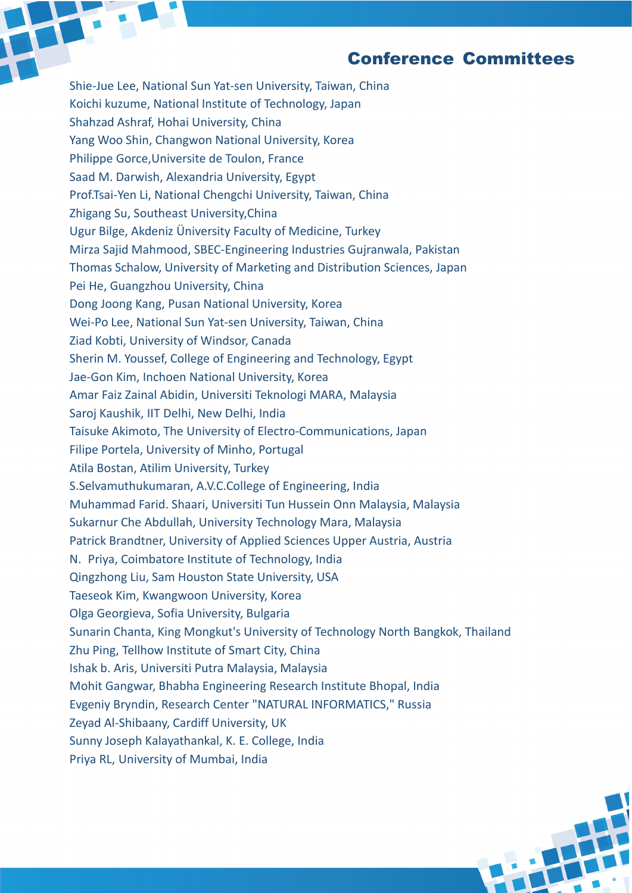## Conference Committees

Shie-Jue Lee, National Sun Yat-sen University, Taiwan, China
Koichi kuzume, National Institute of Technology, Japan
Shahzad Ashraf, Hohai University, China
Yang Woo Shin, Changwon National University, Korea
Philippe Gorce,Universite de Toulon, France
Saad M. Darwish, Alexandria University, Egypt
Prof.Tsai-Yen Li, National Chengchi University, Taiwan, China
Zhigang Su, Southeast University,China
Ugur Bilge, Akdeniz Ünversity Faculty of Medicine, Turkey
Mirza Sajid Mahmood, SBEC-Engineering Industries Gujranwala, Pakistan
Thomas Schalow, University of Marketing and Distribution Sciences, Japan
Pei He, Guangzhou University, China
Dong Joong Kang, Pusan National University, Korea
Wei-Po Lee, National Sun Yat-sen University, Taiwan, China
Ziad Kobti, University of Windsor, Canada
Sherin M. Youssef, College of Engineering and Technology, Egypt
Jae-Gon Kim, Inchoen National University, Korea
Amar Faiz Zainal Abidin, Universiti Teknologi MARA, Malaysia
Saroj Kaushik, IIT Delhi, New Delhi, India
Taisuke Akimoto, The University of Electro-Communications, Japan
Filipe Portela, University of Minho, Portugal
Atila Bostan, Atilim University, Turkey
S.Selvamuthukumaran, A.V.C.College of Engineering, India
Muhammad Farid. Shaari, Universiti Tun Hussein Onn Malaysia, Malaysia
Sukarnur Che Abdullah, University Technology Mara, Malaysia
Patrick Brandtner, University of Applied Sciences Upper Austria, Austria
N. Priya, Coimbatore Institute of Technology, India
Qingzhong Liu, Sam Houston State University, USA
Taeseok Kim, Kwangwoon University, Korea
Olga Georgieva, Sofia University, Bulgaria
Sunarin Chanta, King Mongkut's University of Technology North Bangkok, Thailand
Zhu Ping, Tellhow Institute of Smart City, China
Ishak b. Aris, Universiti Putra Malaysia, Malaysia
Mohit Gangwar, Bhabha Engineering Research Institute Bhopal, India
Evgeniy Bryndin, Research Center "NATURAL INFORMATICS," Russia
Zeyad Al-Shibaany, Cardiff University, UK
Sunny Joseph Kalayathankal, K. E. College, India
Priya RL, University of Mumbai, India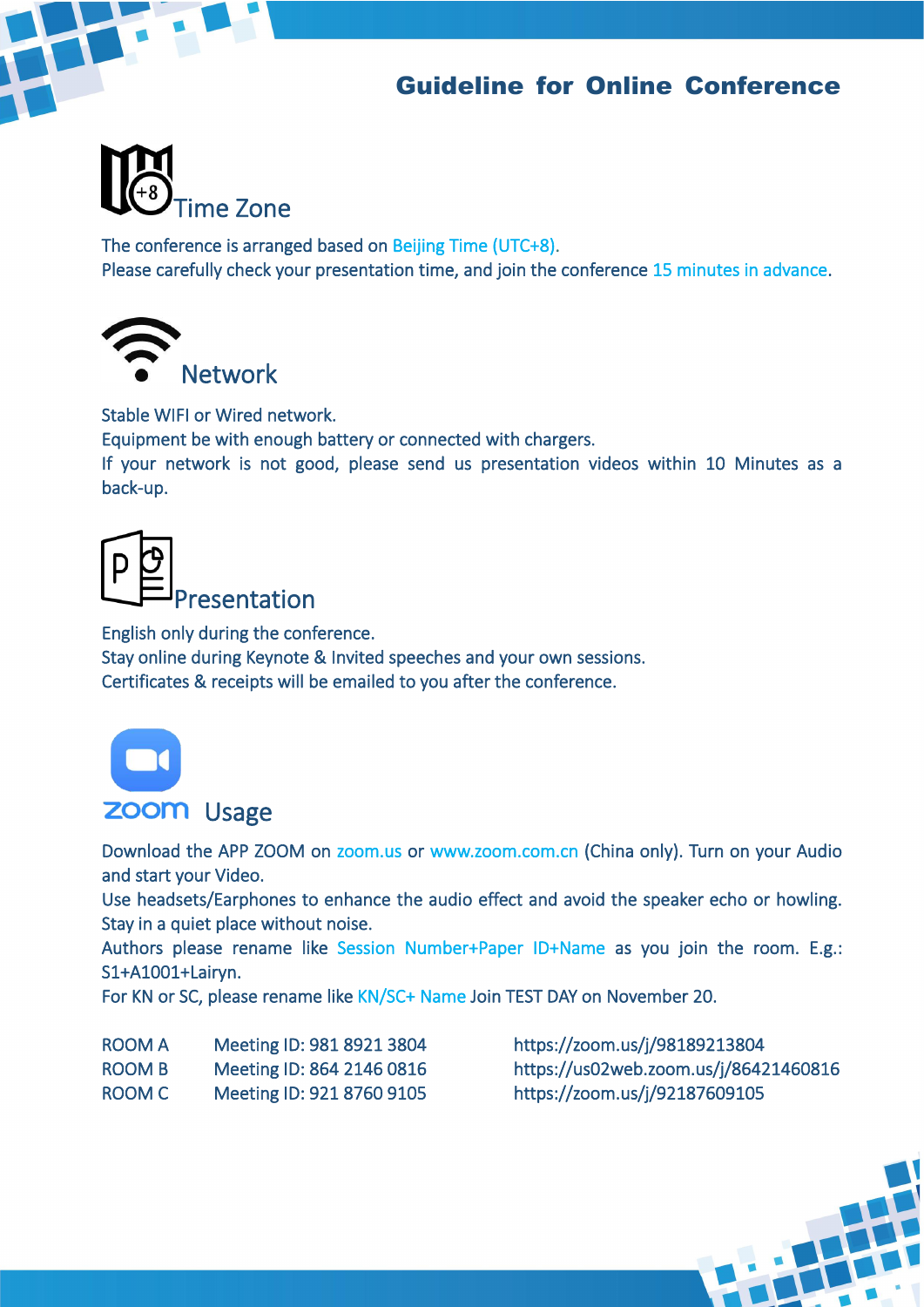# Guideline for Online Conference

## Time Zone

The conference is arranged based on Beijing Time (UTC+8).
Please carefully check your presentation time, and join the conference 15 minutes in advance.

## Network

Stable WIFI or Wired network.
Equipment be with enough battery or connected with chargers.
If your network is not good, please send us presentation videos within 10 Minutes as a back-up.

## Presentation

English only during the conference.
Stay online during Keynote & Invited speeches and your own sessions.
Certificates & receipts will be emailed to you after the conference.

## zoom Usage

Download the APP ZOOM on zoom.us or www.zoom.com.cn (China only). Turn on your Audio and start your Video.
Use headsets/Earphones to enhance the audio effect and avoid the speaker echo or howling. Stay in a quiet place without noise.
Authors please rename like Session Number+Paper ID+Name as you join the room. E.g.: S1+A1001+Lairyn.
For KN or SC, please rename like KN/SC+ Name Join TEST DAY on November 20.

| | | |
|---|---|---|
| ROOM A | Meeting ID: 981 8921 3804 | https://zoom.us/j/98189213804 |
| ROOM B | Meeting ID: 864 2146 0816 | https://us02web.zoom.us/j/86421460816 |
| ROOM C | Meeting ID: 921 8760 9105 | https://zoom.us/j/92187609105 |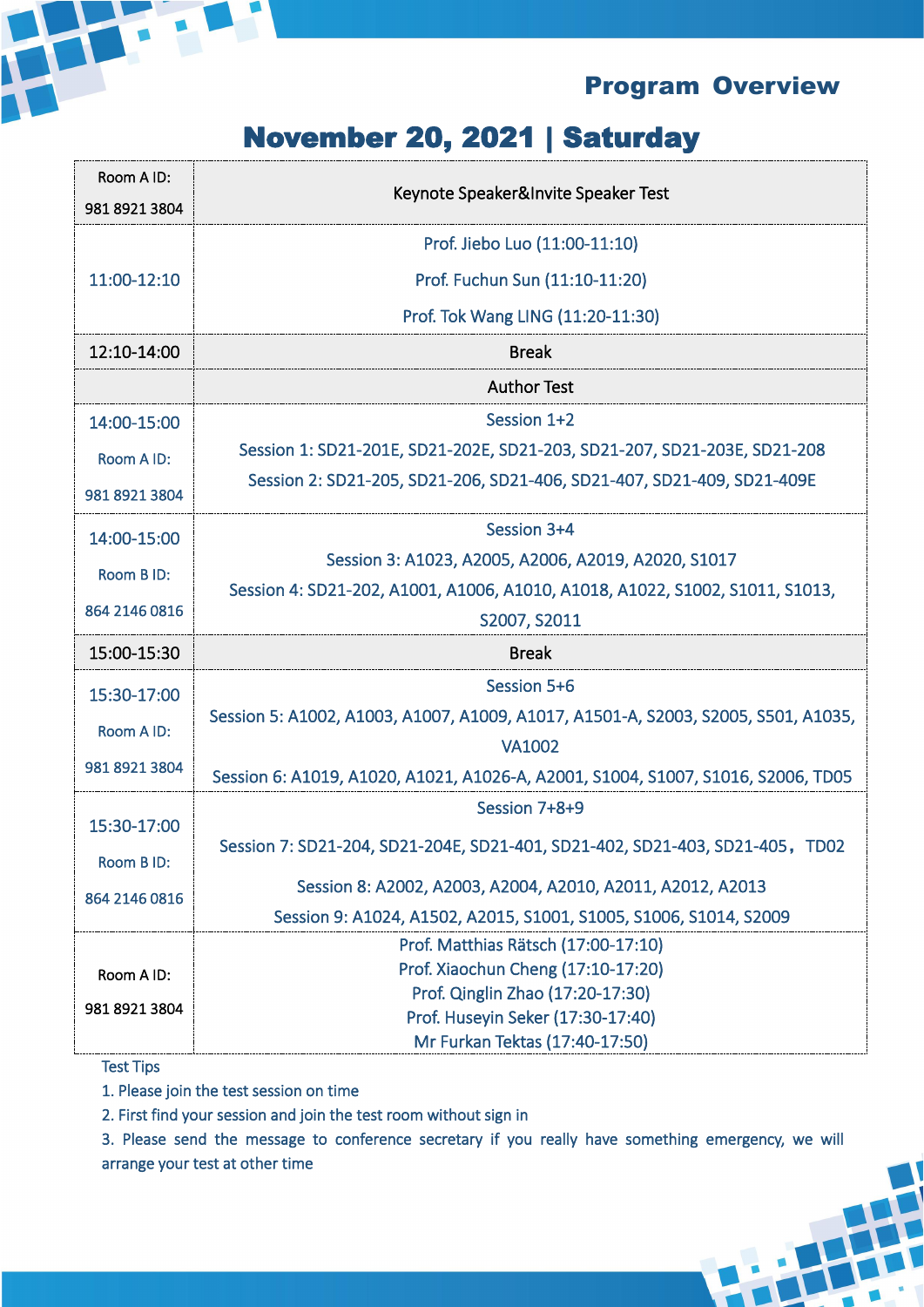## Program Overview

# November 20, 2021 | Saturday

| Room A ID: 981 8921 3804 | Keynote Speaker&Invite Speaker Test |
|---|---|
| 11:00-12:10 | Prof. Jiebo Luo (11:00-11:10)<br>Prof. Fuchun Sun (11:10-11:20)<br>Prof. Tok Wang LING (11:20-11:30) |
| 12:10-14:00 | Break |
| | Author Test |
| 14:00-15:00<br>Room A ID:<br>981 8921 3804 | Session 1+2<br>Session 1: SD21-201E, SD21-202E, SD21-203, SD21-207, SD21-203E, SD21-208<br>Session 2: SD21-205, SD21-206, SD21-406, SD21-407, SD21-409, SD21-409E |
| 14:00-15:00<br>Room B ID:<br>864 2146 0816 | Session 3+4<br>Session 3: A1023, A2005, A2006, A2019, A2020, S1017<br>Session 4: SD21-202, A1001, A1006, A1010, A1018, A1022, S1002, S1011, S1013, S2007, S2011 |
| 15:00-15:30 | Break |
| 15:30-17:00<br>Room A ID:<br>981 8921 3804 | Session 5+6<br>Session 5: A1002, A1003, A1007, A1009, A1017, A1501-A, S2003, S2005, S501, A1035, VA1002<br>Session 6: A1019, A1020, A1021, A1026-A, A2001, S1004, S1007, S1016, S2006, TD05 |
| 15:30-17:00<br>Room B ID:<br>864 2146 0816 | Session 7+8+9<br>Session 7: SD21-204, SD21-204E, SD21-401, SD21-402, SD21-403, SD21-405，TD02<br>Session 8: A2002, A2003, A2004, A2010, A2011, A2012, A2013<br>Session 9: A1024, A1502, A2015, S1001, S1005, S1006, S1014, S2009 |
| Room A ID:<br>981 8921 3804 | Prof. Matthias Rätsch (17:00-17:10)<br>Prof. Xiaochun Cheng (17:10-17:20)<br>Prof. Qinglin Zhao (17:20-17:30)<br>Prof. Huseyin Seker (17:30-17:40)<br>Mr Furkan Tektas (17:40-17:50) |

Test Tips

1. Please join the test session on time
2. First find your session and join the test room without sign in
3. Please send the message to conference secretary if you really have something emergency, we will arrange your test at other time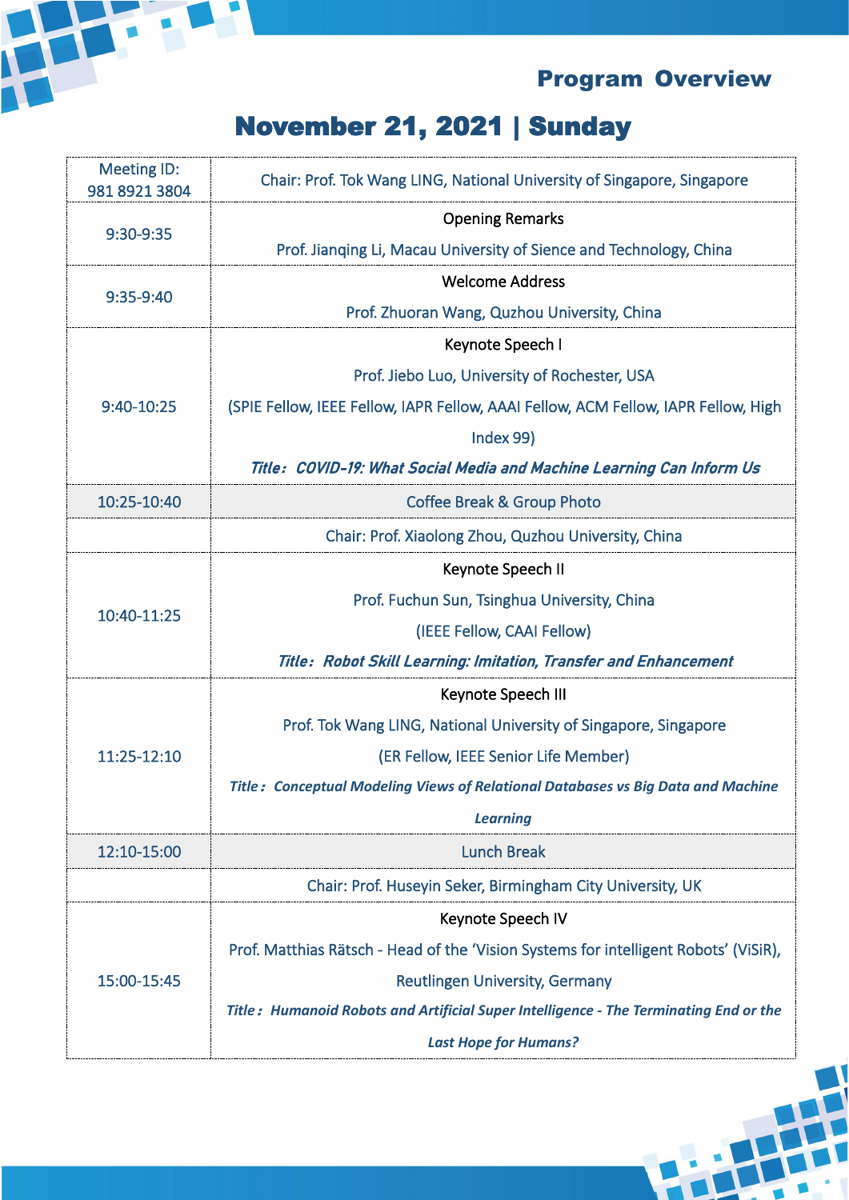## Program Overview

# November 21, 2021 | Sunday

| Meeting ID: 981 8921 3804 | Chair: Prof. Tok Wang LING, National University of Singapore, Singapore |
|---|---|
| 9:30-9:35 | Opening Remarks<br>Prof. Jianqing Li, Macau University of Sience and Technology, China |
| 9:35-9:40 | Welcome Address<br>Prof. Zhuoran Wang, Quzhou University, China |
| 9:40-10:25 | Keynote Speech I<br>Prof. Jiebo Luo, University of Rochester, USA<br>(SPIE Fellow, IEEE Fellow, IAPR Fellow, AAAI Fellow, ACM Fellow, IAPR Fellow, High Index 99)<br>***Title： COVID-19: What Social Media and Machine Learning Can Inform Us*** |
| 10:25-10:40 | Coffee Break & Group Photo |
| | Chair: Prof. Xiaolong Zhou, Quzhou University, China |
| 10:40-11:25 | Keynote Speech II<br>Prof. Fuchun Sun, Tsinghua University, China<br>(IEEE Fellow, CAAI Fellow)<br>***Title： Robot Skill Learning: Imitation, Transfer and Enhancement*** |
| 11:25-12:10 | Keynote Speech III<br>Prof. Tok Wang LING, National University of Singapore, Singapore<br>(ER Fellow, IEEE Senior Life Member)<br>***Title： Conceptual Modeling Views of Relational Databases vs Big Data and Machine Learning*** |
| 12:10-15:00 | Lunch Break |
| | Chair: Prof. Huseyin Seker, Birmingham City University, UK |
| 15:00-15:45 | Keynote Speech IV<br>Prof. Matthias Rätsch - Head of the 'Vision Systems for intelligent Robots' (ViSiR), Reutlingen University, Germany<br>***Title： Humanoid Robots and Artificial Super Intelligence - The Terminating End or the Last Hope for Humans?*** |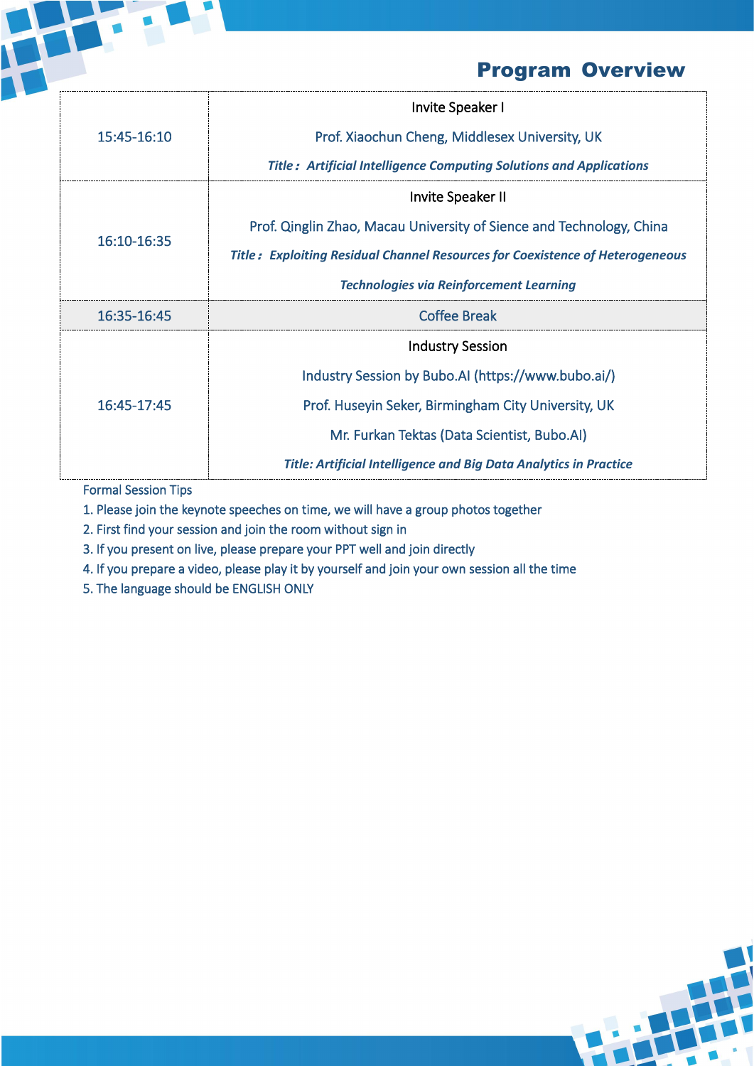## Program Overview

| | |
|---|---|
| 15:45-16:10 | Invite Speaker I<br>Prof. Xiaochun Cheng, Middlesex University, UK<br>***Title： Artificial Intelligence Computing Solutions and Applications*** |
| 16:10-16:35 | Invite Speaker II<br>Prof. Qinglin Zhao, Macau University of Sience and Technology, China<br>***Title： Exploiting Residual Channel Resources for Coexistence of Heterogeneous Technologies via Reinforcement Learning*** |
| 16:35-16:45 | Coffee Break |
| 16:45-17:45 | Industry Session<br>Industry Session by Bubo.AI (https://www.bubo.ai/)<br>Prof. Huseyin Seker, Birmingham City University, UK<br>Mr. Furkan Tektas (Data Scientist, Bubo.AI)<br>***Title: Artificial Intelligence and Big Data Analytics in Practice*** |

Formal Session Tips

1. Please join the keynote speeches on time, we will have a group photos together
2. First find your session and join the room without sign in
3. If you present on live, please prepare your PPT well and join directly
4. If you prepare a video, please play it by yourself and join your own session all the time
5. The language should be ENGLISH ONLY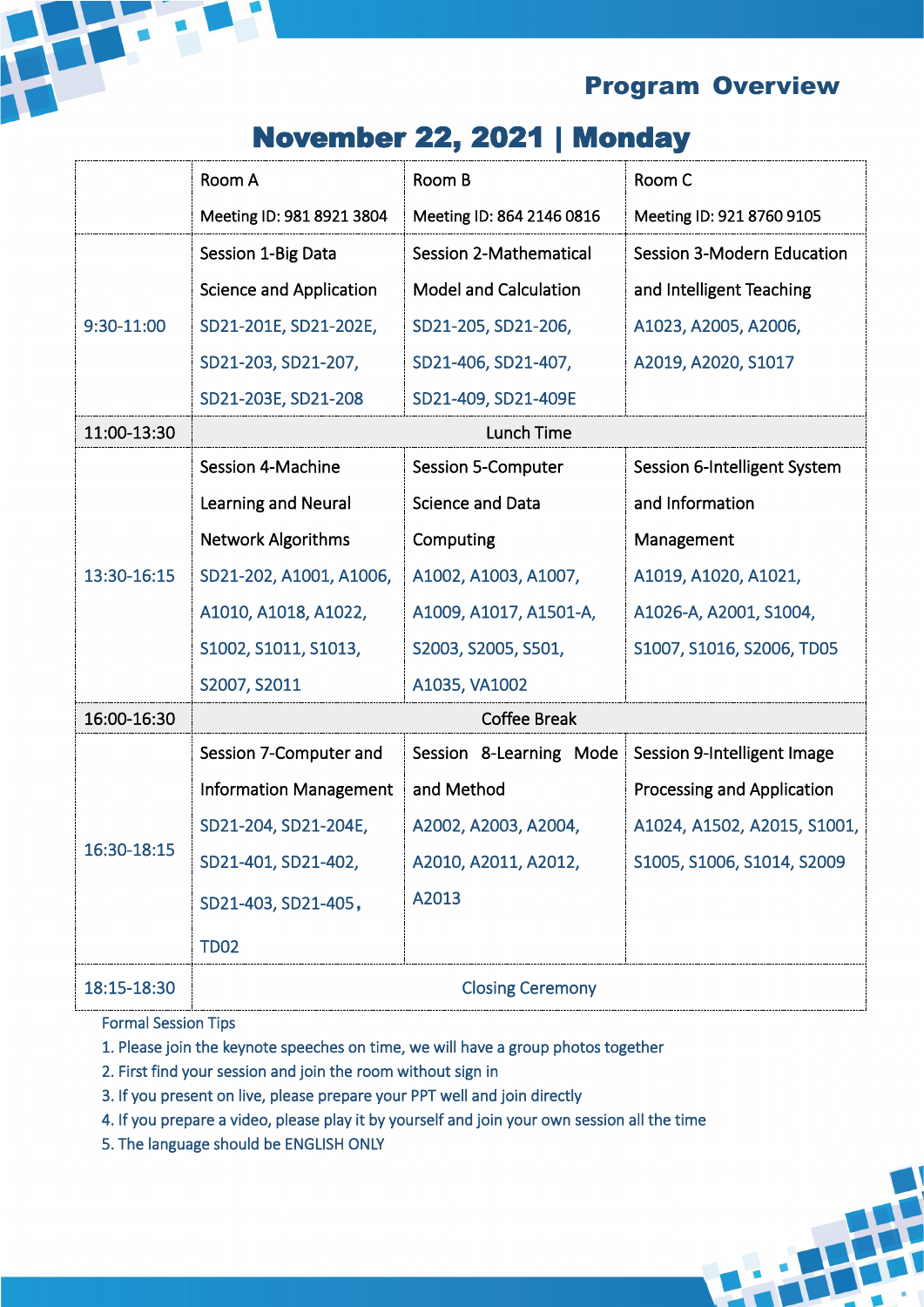## Program Overview

# November 22, 2021 | Monday

| | Room A<br>Meeting ID: 981 8921 3804 | Room B<br>Meeting ID: 864 2146 0816 | Room C<br>Meeting ID: 921 8760 9105 |
|---|---|---|---|
| 9:30-11:00 | Session 1-Big Data Science and Application<br>SD21-201E, SD21-202E, SD21-203, SD21-207, SD21-203E, SD21-208 | Session 2-Mathematical Model and Calculation<br>SD21-205, SD21-206, SD21-406, SD21-407, SD21-409, SD21-409E | Session 3-Modern Education and Intelligent Teaching<br>A1023, A2005, A2006, A2019, A2020, S1017 |
| 11:00-13:30 | Lunch Time | | |
| 13:30-16:15 | Session 4-Machine Learning and Neural Network Algorithms<br>SD21-202, A1001, A1006, A1010, A1018, A1022, S1002, S1011, S1013, S2007, S2011 | Session 5-Computer Science and Data Computing<br>A1002, A1003, A1007, A1009, A1017, A1501-A, S2003, S2005, S501, A1035, VA1002 | Session 6-Intelligent System and Information Management<br>A1019, A1020, A1021, A1026-A, A2001, S1004, S1007, S1016, S2006, TD05 |
| 16:00-16:30 | Coffee Break | | |
| 16:30-18:15 | Session 7-Computer and Information Management<br>SD21-204, SD21-204E, SD21-401, SD21-402, SD21-403, SD21-405，TD02 | Session 8-Learning Mode and Method<br>A2002, A2003, A2004, A2010, A2011, A2012, A2013 | Session 9-Intelligent Image Processing and Application<br>A1024, A1502, A2015, S1001, S1005, S1006, S1014, S2009 |
| 18:15-18:30 | Closing Ceremony | | |

Formal Session Tips

1. Please join the keynote speeches on time, we will have a group photos together
2. First find your session and join the room without sign in
3. If you present on live, please prepare your PPT well and join directly
4. If you prepare a video, please play it by yourself and join your own session all the time
5. The language should be ENGLISH ONLY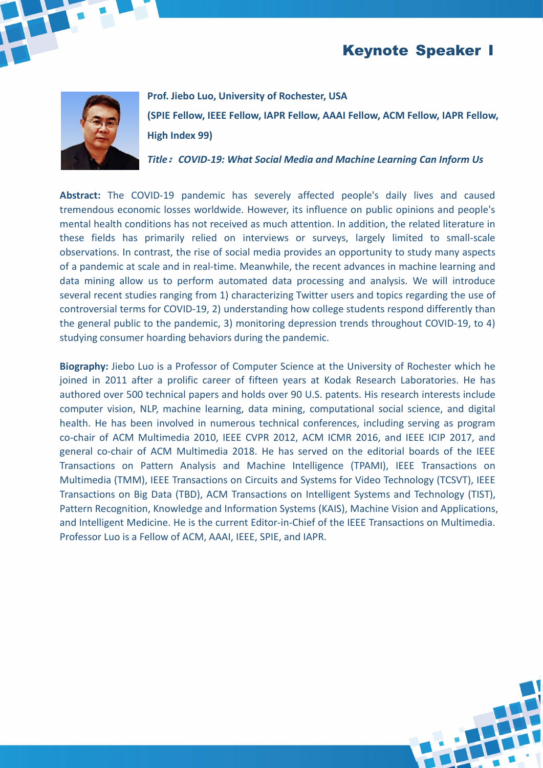# Keynote Speaker I

**Prof. Jiebo Luo, University of Rochester, USA**

**(SPIE Fellow, IEEE Fellow, IAPR Fellow, AAAI Fellow, ACM Fellow, IAPR Fellow, High Index 99)**

***Title：COVID-19: What Social Media and Machine Learning Can Inform Us***

**Abstract:** The COVID-19 pandemic has severely affected people's daily lives and caused tremendous economic losses worldwide. However, its influence on public opinions and people's mental health conditions has not received as much attention. In addition, the related literature in these fields has primarily relied on interviews or surveys, largely limited to small-scale observations. In contrast, the rise of social media provides an opportunity to study many aspects of a pandemic at scale and in real-time. Meanwhile, the recent advances in machine learning and data mining allow us to perform automated data processing and analysis. We will introduce several recent studies ranging from 1) characterizing Twitter users and topics regarding the use of controversial terms for COVID-19, 2) understanding how college students respond differently than the general public to the pandemic, 3) monitoring depression trends throughout COVID-19, to 4) studying consumer hoarding behaviors during the pandemic.

**Biography:** Jiebo Luo is a Professor of Computer Science at the University of Rochester which he joined in 2011 after a prolific career of fifteen years at Kodak Research Laboratories. He has authored over 500 technical papers and holds over 90 U.S. patents. His research interests include computer vision, NLP, machine learning, data mining, computational social science, and digital health. He has been involved in numerous technical conferences, including serving as program co-chair of ACM Multimedia 2010, IEEE CVPR 2012, ACM ICMR 2016, and IEEE ICIP 2017, and general co-chair of ACM Multimedia 2018. He has served on the editorial boards of the IEEE Transactions on Pattern Analysis and Machine Intelligence (TPAMI), IEEE Transactions on Multimedia (TMM), IEEE Transactions on Circuits and Systems for Video Technology (TCSVT), IEEE Transactions on Big Data (TBD), ACM Transactions on Intelligent Systems and Technology (TIST), Pattern Recognition, Knowledge and Information Systems (KAIS), Machine Vision and Applications, and Intelligent Medicine. He is the current Editor-in-Chief of the IEEE Transactions on Multimedia. Professor Luo is a Fellow of ACM, AAAI, IEEE, SPIE, and IAPR.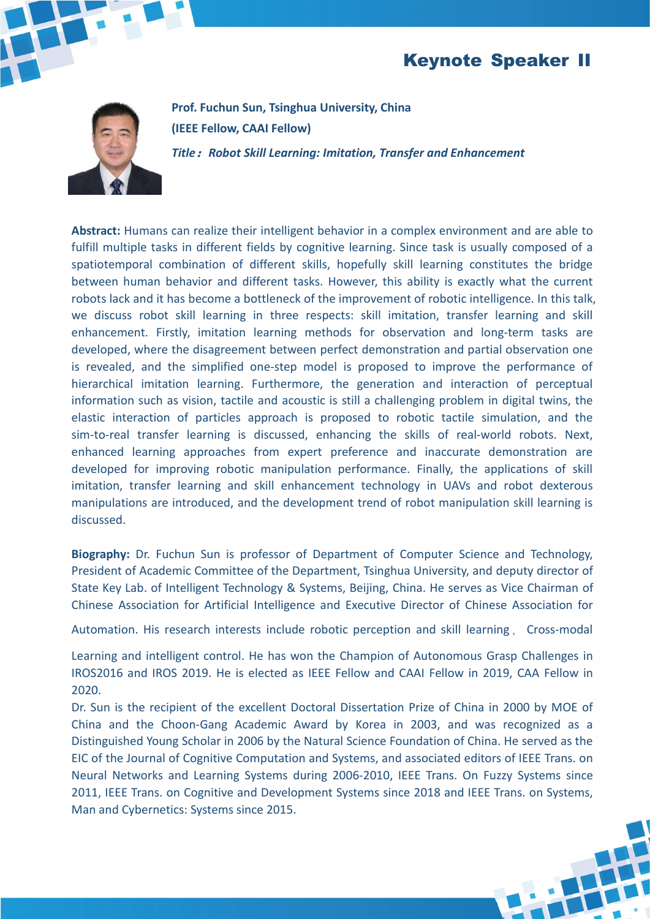# Keynote Speaker II

**Prof. Fuchun Sun, Tsinghua University, China**

**(IEEE Fellow, CAAI Fellow)**

***Title：Robot Skill Learning: Imitation, Transfer and Enhancement***

**Abstract:** Humans can realize their intelligent behavior in a complex environment and are able to fulfill multiple tasks in different fields by cognitive learning. Since task is usually composed of a spatiotemporal combination of different skills, hopefully skill learning constitutes the bridge between human behavior and different tasks. However, this ability is exactly what the current robots lack and it has become a bottleneck of the improvement of robotic intelligence. In this talk, we discuss robot skill learning in three respects: skill imitation, transfer learning and skill enhancement. Firstly, imitation learning methods for observation and long-term tasks are developed, where the disagreement between perfect demonstration and partial observation one is revealed, and the simplified one-step model is proposed to improve the performance of hierarchical imitation learning. Furthermore, the generation and interaction of perceptual information such as vision, tactile and acoustic is still a challenging problem in digital twins, the elastic interaction of particles approach is proposed to robotic tactile simulation, and the sim-to-real transfer learning is discussed, enhancing the skills of real-world robots. Next, enhanced learning approaches from expert preference and inaccurate demonstration are developed for improving robotic manipulation performance. Finally, the applications of skill imitation, transfer learning and skill enhancement technology in UAVs and robot dexterous manipulations are introduced, and the development trend of robot manipulation skill learning is discussed.

**Biography:** Dr. Fuchun Sun is professor of Department of Computer Science and Technology, President of Academic Committee of the Department, Tsinghua University, and deputy director of State Key Lab. of Intelligent Technology & Systems, Beijing, China. He serves as Vice Chairman of Chinese Association for Artificial Intelligence and Executive Director of Chinese Association for Automation. His research interests include robotic perception and skill learning， Cross-modal Learning and intelligent control. He has won the Champion of Autonomous Grasp Challenges in IROS2016 and IROS 2019. He is elected as IEEE Fellow and CAAI Fellow in 2019, CAA Fellow in 2020.

Dr. Sun is the recipient of the excellent Doctoral Dissertation Prize of China in 2000 by MOE of China and the Choon-Gang Academic Award by Korea in 2003, and was recognized as a Distinguished Young Scholar in 2006 by the Natural Science Foundation of China. He served as the EIC of the Journal of Cognitive Computation and Systems, and associated editors of IEEE Trans. on Neural Networks and Learning Systems during 2006-2010, IEEE Trans. On Fuzzy Systems since 2011, IEEE Trans. on Cognitive and Development Systems since 2018 and IEEE Trans. on Systems, Man and Cybernetics: Systems since 2015.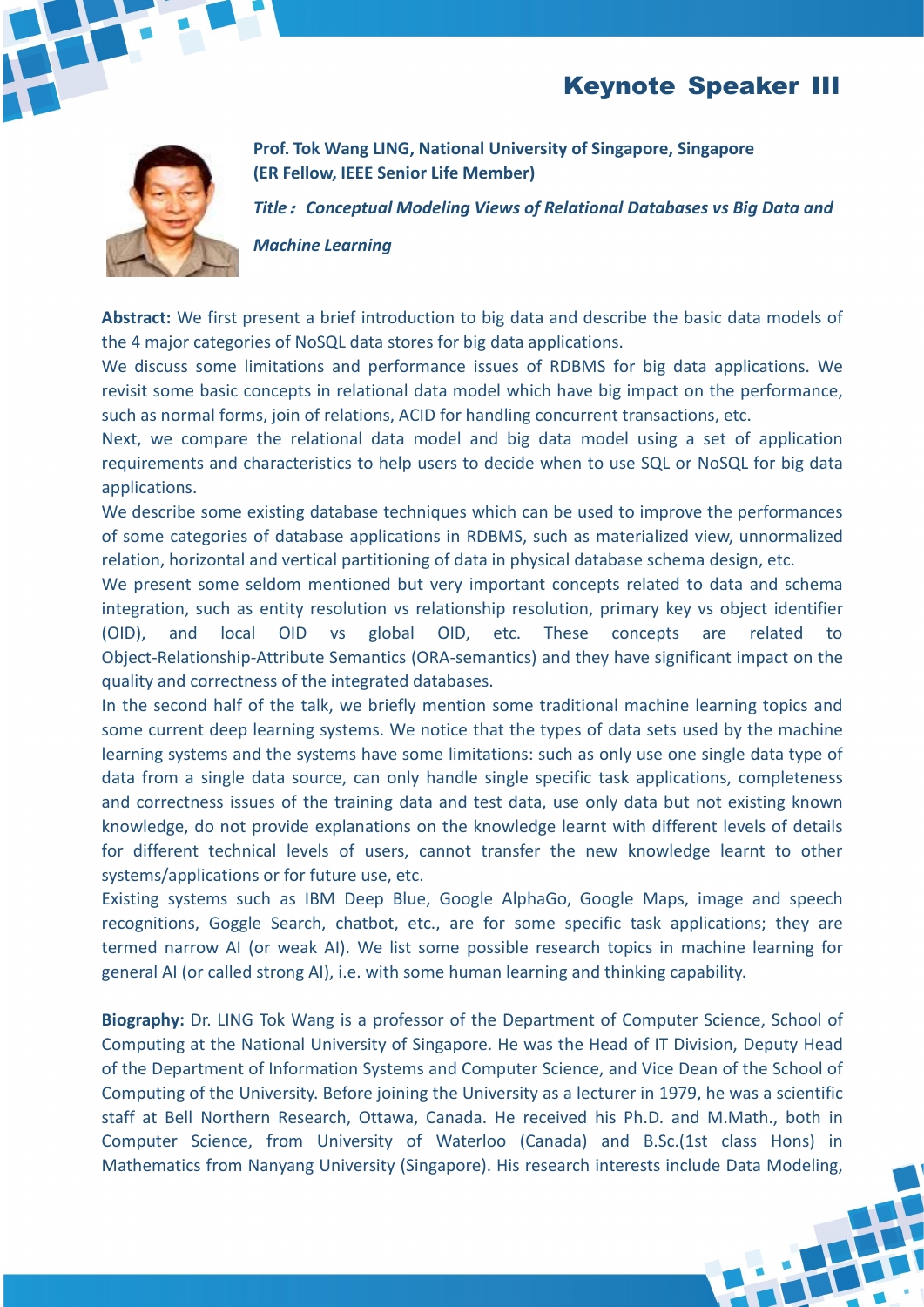# Keynote Speaker III

**Prof. Tok Wang LING, National University of Singapore, Singapore**
**(ER Fellow, IEEE Senior Life Member)**

***Title：Conceptual Modeling Views of Relational Databases vs Big Data and Machine Learning***

**Abstract:** We first present a brief introduction to big data and describe the basic data models of the 4 major categories of NoSQL data stores for big data applications.

We discuss some limitations and performance issues of RDBMS for big data applications. We revisit some basic concepts in relational data model which have big impact on the performance, such as normal forms, join of relations, ACID for handling concurrent transactions, etc.

Next, we compare the relational data model and big data model using a set of application requirements and characteristics to help users to decide when to use SQL or NoSQL for big data applications.

We describe some existing database techniques which can be used to improve the performances of some categories of database applications in RDBMS, such as materialized view, unnormalized relation, horizontal and vertical partitioning of data in physical database schema design, etc.

We present some seldom mentioned but very important concepts related to data and schema integration, such as entity resolution vs relationship resolution, primary key vs object identifier (OID), and local OID vs global OID, etc. These concepts are related to Object-Relationship-Attribute Semantics (ORA-semantics) and they have significant impact on the quality and correctness of the integrated databases.

In the second half of the talk, we briefly mention some traditional machine learning topics and some current deep learning systems. We notice that the types of data sets used by the machine learning systems and the systems have some limitations: such as only use one single data type of data from a single data source, can only handle single specific task applications, completeness and correctness issues of the training data and test data, use only data but not existing known knowledge, do not provide explanations on the knowledge learnt with different levels of details for different technical levels of users, cannot transfer the new knowledge learnt to other systems/applications or for future use, etc.

Existing systems such as IBM Deep Blue, Google AlphaGo, Google Maps, image and speech recognitions, Goggle Search, chatbot, etc., are for some specific task applications; they are termed narrow AI (or weak AI). We list some possible research topics in machine learning for general AI (or called strong AI), i.e. with some human learning and thinking capability.

**Biography:** Dr. LING Tok Wang is a professor of the Department of Computer Science, School of Computing at the National University of Singapore. He was the Head of IT Division, Deputy Head of the Department of Information Systems and Computer Science, and Vice Dean of the School of Computing of the University. Before joining the University as a lecturer in 1979, he was a scientific staff at Bell Northern Research, Ottawa, Canada. He received his Ph.D. and M.Math., both in Computer Science, from University of Waterloo (Canada) and B.Sc.(1st class Hons) in Mathematics from Nanyang University (Singapore). His research interests include Data Modeling,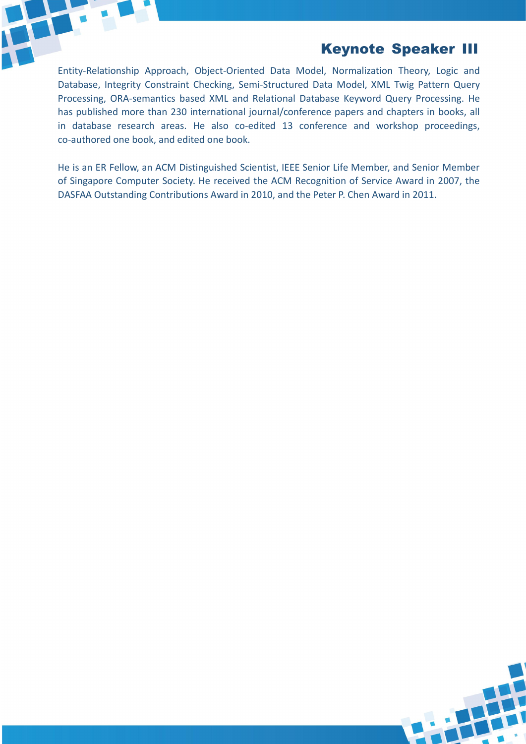## Keynote Speaker III

Entity-Relationship Approach, Object-Oriented Data Model, Normalization Theory, Logic and Database, Integrity Constraint Checking, Semi-Structured Data Model, XML Twig Pattern Query Processing, ORA-semantics based XML and Relational Database Keyword Query Processing. He has published more than 230 international journal/conference papers and chapters in books, all in database research areas. He also co-edited 13 conference and workshop proceedings, co-authored one book, and edited one book.

He is an ER Fellow, an ACM Distinguished Scientist, IEEE Senior Life Member, and Senior Member of Singapore Computer Society. He received the ACM Recognition of Service Award in 2007, the DASFAA Outstanding Contributions Award in 2010, and the Peter P. Chen Award in 2011.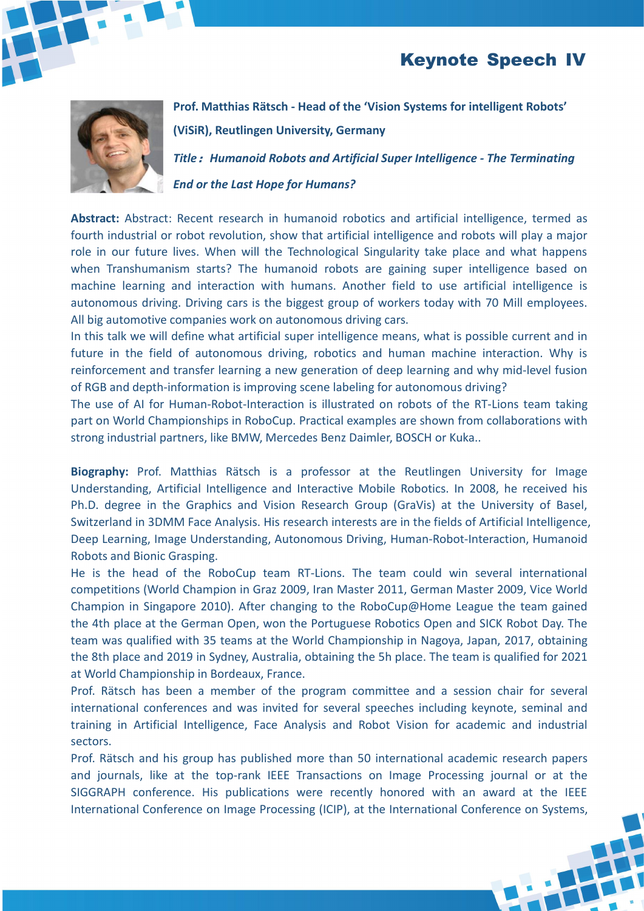## Keynote Speech IV

**Prof. Matthias Rätsch - Head of the 'Vision Systems for intelligent Robots' (ViSiR), Reutlingen University, Germany**

***Title：Humanoid Robots and Artificial Super Intelligence - The Terminating End or the Last Hope for Humans?***

**Abstract:** Abstract: Recent research in humanoid robotics and artificial intelligence, termed as fourth industrial or robot revolution, show that artificial intelligence and robots will play a major role in our future lives. When will the Technological Singularity take place and what happens when Transhumanism starts? The humanoid robots are gaining super intelligence based on machine learning and interaction with humans. Another field to use artificial intelligence is autonomous driving. Driving cars is the biggest group of workers today with 70 Mill employees. All big automotive companies work on autonomous driving cars.

In this talk we will define what artificial super intelligence means, what is possible current and in future in the field of autonomous driving, robotics and human machine interaction. Why is reinforcement and transfer learning a new generation of deep learning and why mid-level fusion of RGB and depth-information is improving scene labeling for autonomous driving?

The use of AI for Human-Robot-Interaction is illustrated on robots of the RT-Lions team taking part on World Championships in RoboCup. Practical examples are shown from collaborations with strong industrial partners, like BMW, Mercedes Benz Daimler, BOSCH or Kuka..

**Biography:** Prof. Matthias Rätsch is a professor at the Reutlingen University for Image Understanding, Artificial Intelligence and Interactive Mobile Robotics. In 2008, he received his Ph.D. degree in the Graphics and Vision Research Group (GraVis) at the University of Basel, Switzerland in 3DMM Face Analysis. His research interests are in the fields of Artificial Intelligence, Deep Learning, Image Understanding, Autonomous Driving, Human-Robot-Interaction, Humanoid Robots and Bionic Grasping.

He is the head of the RoboCup team RT-Lions. The team could win several international competitions (World Champion in Graz 2009, Iran Master 2011, German Master 2009, Vice World Champion in Singapore 2010). After changing to the RoboCup@Home League the team gained the 4th place at the German Open, won the Portuguese Robotics Open and SICK Robot Day. The team was qualified with 35 teams at the World Championship in Nagoya, Japan, 2017, obtaining the 8th place and 2019 in Sydney, Australia, obtaining the 5h place. The team is qualified for 2021 at World Championship in Bordeaux, France.

Prof. Rätsch has been a member of the program committee and a session chair for several international conferences and was invited for several speeches including keynote, seminal and training in Artificial Intelligence, Face Analysis and Robot Vision for academic and industrial sectors.

Prof. Rätsch and his group has published more than 50 international academic research papers and journals, like at the top-rank IEEE Transactions on Image Processing journal or at the SIGGRAPH conference. His publications were recently honored with an award at the IEEE International Conference on Image Processing (ICIP), at the International Conference on Systems,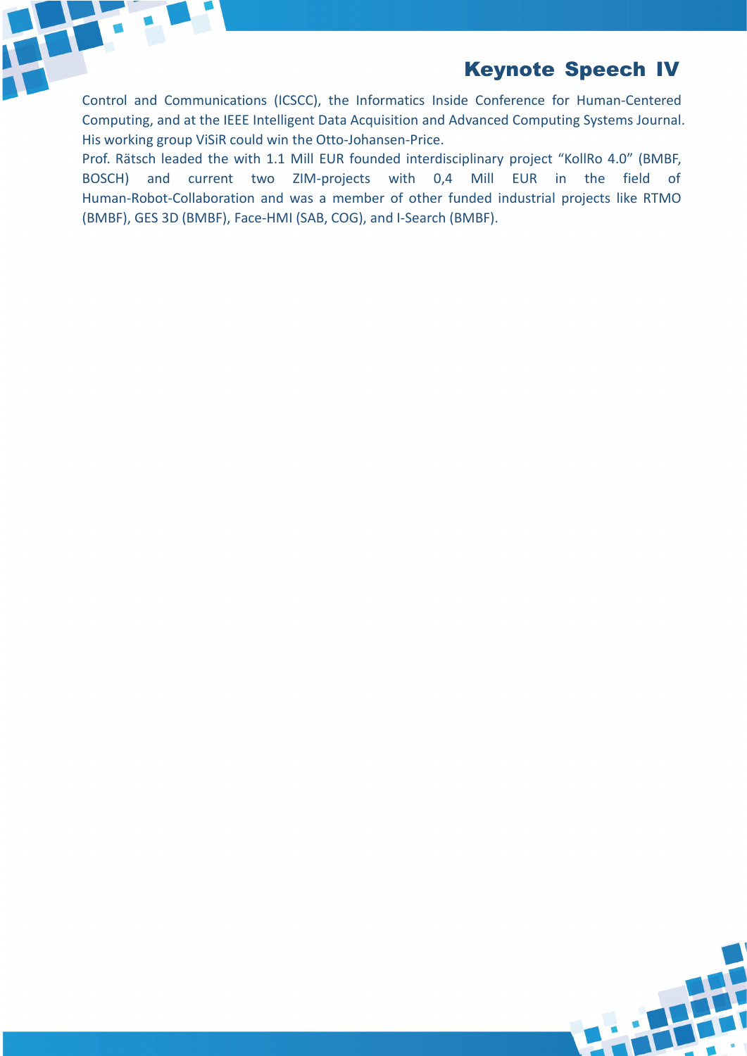Control and Communications (ICSCC), the Informatics Inside Conference for Human-Centered Computing, and at the IEEE Intelligent Data Acquisition and Advanced Computing Systems Journal. His working group ViSiR could win the Otto-Johansen-Price.

Prof. Rätsch leaded the with 1.1 Mill EUR founded interdisciplinary project "KollRo 4.0" (BMBF, BOSCH) and current two ZIM-projects with 0,4 Mill EUR in the field of Human-Robot-Collaboration and was a member of other funded industrial projects like RTMO (BMBF), GES 3D (BMBF), Face-HMI (SAB, COG), and I-Search (BMBF).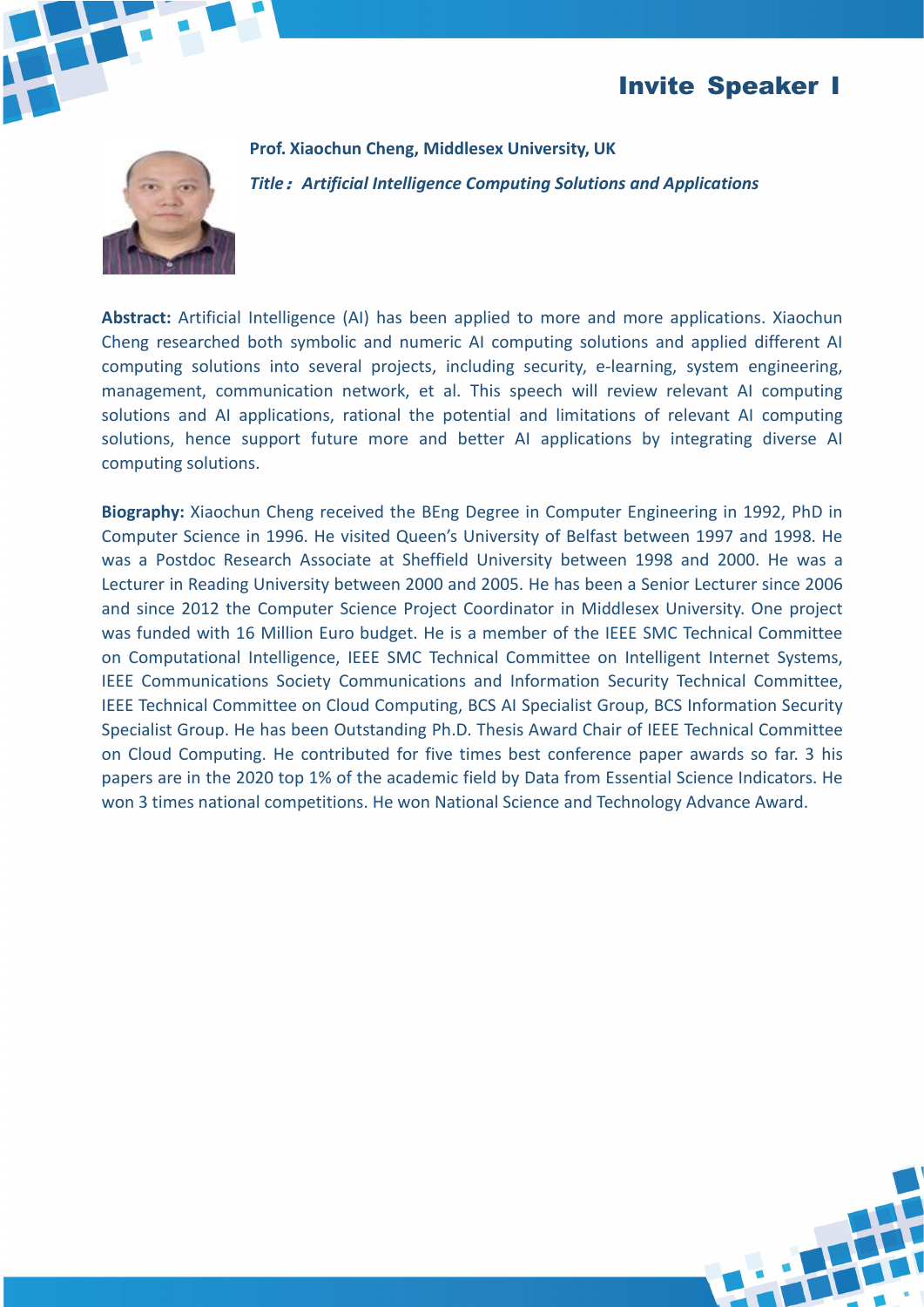# Invite Speaker I

**Prof. Xiaochun Cheng, Middlesex University, UK**

***Title：Artificial Intelligence Computing Solutions and Applications***

**Abstract:** Artificial Intelligence (AI) has been applied to more and more applications. Xiaochun Cheng researched both symbolic and numeric AI computing solutions and applied different AI computing solutions into several projects, including security, e-learning, system engineering, management, communication network, et al. This speech will review relevant AI computing solutions and AI applications, rational the potential and limitations of relevant AI computing solutions, hence support future more and better AI applications by integrating diverse AI computing solutions.

**Biography:** Xiaochun Cheng received the BEng Degree in Computer Engineering in 1992, PhD in Computer Science in 1996. He visited Queen's University of Belfast between 1997 and 1998. He was a Postdoc Research Associate at Sheffield University between 1998 and 2000. He was a Lecturer in Reading University between 2000 and 2005. He has been a Senior Lecturer since 2006 and since 2012 the Computer Science Project Coordinator in Middlesex University. One project was funded with 16 Million Euro budget. He is a member of the IEEE SMC Technical Committee on Computational Intelligence, IEEE SMC Technical Committee on Intelligent Internet Systems, IEEE Communications Society Communications and Information Security Technical Committee, IEEE Technical Committee on Cloud Computing, BCS AI Specialist Group, BCS Information Security Specialist Group. He has been Outstanding Ph.D. Thesis Award Chair of IEEE Technical Committee on Cloud Computing. He contributed for five times best conference paper awards so far. 3 his papers are in the 2020 top 1% of the academic field by Data from Essential Science Indicators. He won 3 times national competitions. He won National Science and Technology Advance Award.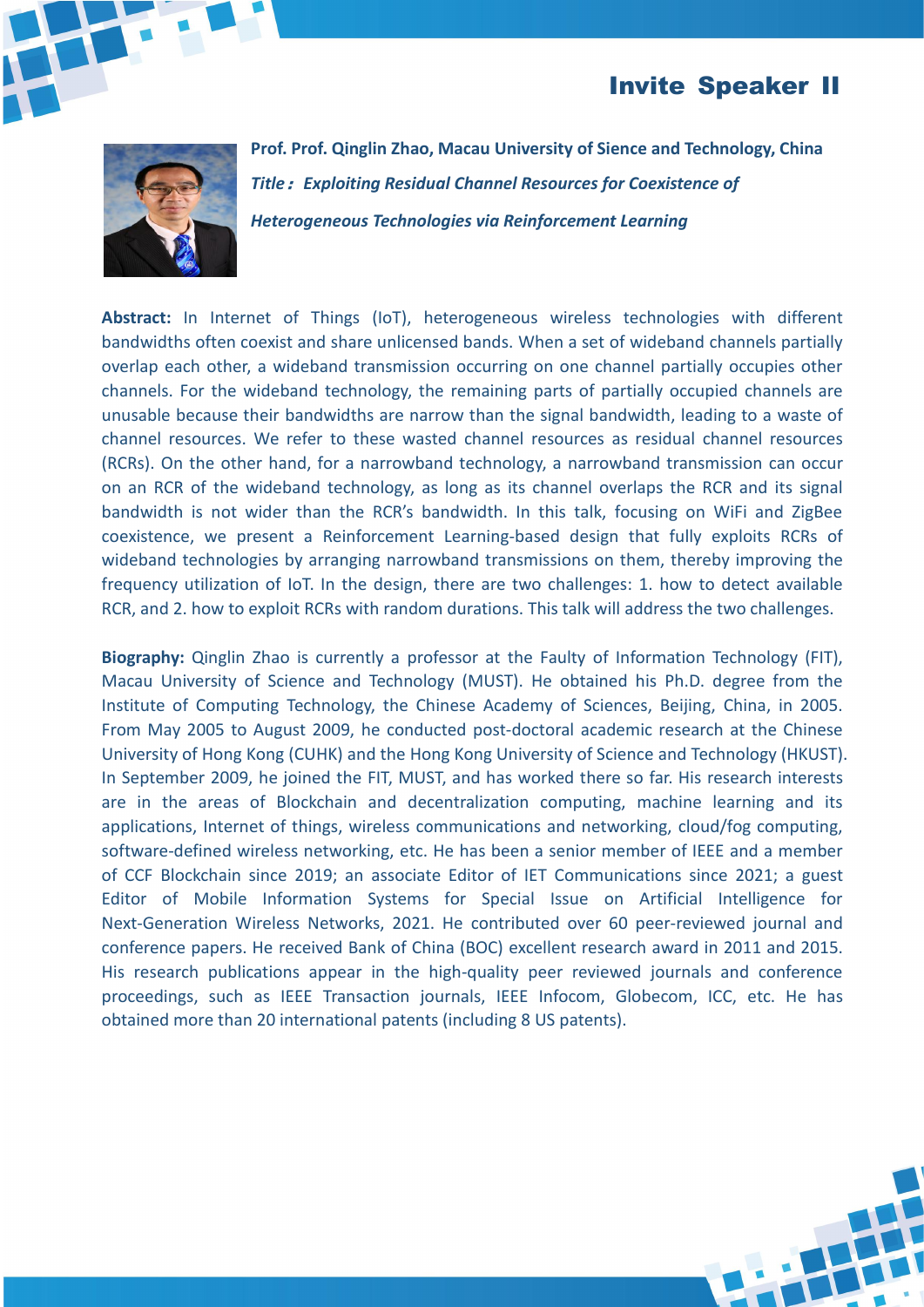# Invite Speaker II

**Prof. Prof. Qinglin Zhao, Macau University of Sience and Technology, China**

***Title：Exploiting Residual Channel Resources for Coexistence of Heterogeneous Technologies via Reinforcement Learning***

**Abstract:** In Internet of Things (IoT), heterogeneous wireless technologies with different bandwidths often coexist and share unlicensed bands. When a set of wideband channels partially overlap each other, a wideband transmission occurring on one channel partially occupies other channels. For the wideband technology, the remaining parts of partially occupied channels are unusable because their bandwidths are narrow than the signal bandwidth, leading to a waste of channel resources. We refer to these wasted channel resources as residual channel resources (RCRs). On the other hand, for a narrowband technology, a narrowband transmission can occur on an RCR of the wideband technology, as long as its channel overlaps the RCR and its signal bandwidth is not wider than the RCR's bandwidth. In this talk, focusing on WiFi and ZigBee coexistence, we present a Reinforcement Learning-based design that fully exploits RCRs of wideband technologies by arranging narrowband transmissions on them, thereby improving the frequency utilization of IoT. In the design, there are two challenges: 1. how to detect available RCR, and 2. how to exploit RCRs with random durations. This talk will address the two challenges.

**Biography:** Qinglin Zhao is currently a professor at the Faulty of Information Technology (FIT), Macau University of Science and Technology (MUST). He obtained his Ph.D. degree from the Institute of Computing Technology, the Chinese Academy of Sciences, Beijing, China, in 2005. From May 2005 to August 2009, he conducted post-doctoral academic research at the Chinese University of Hong Kong (CUHK) and the Hong Kong University of Science and Technology (HKUST). In September 2009, he joined the FIT, MUST, and has worked there so far. His research interests are in the areas of Blockchain and decentralization computing, machine learning and its applications, Internet of things, wireless communications and networking, cloud/fog computing, software-defined wireless networking, etc. He has been a senior member of IEEE and a member of CCF Blockchain since 2019; an associate Editor of IET Communications since 2021; a guest Editor of Mobile Information Systems for Special Issue on Artificial Intelligence for Next-Generation Wireless Networks, 2021. He contributed over 60 peer-reviewed journal and conference papers. He received Bank of China (BOC) excellent research award in 2011 and 2015. His research publications appear in the high-quality peer reviewed journals and conference proceedings, such as IEEE Transaction journals, IEEE Infocom, Globecom, ICC, etc. He has obtained more than 20 international patents (including 8 US patents).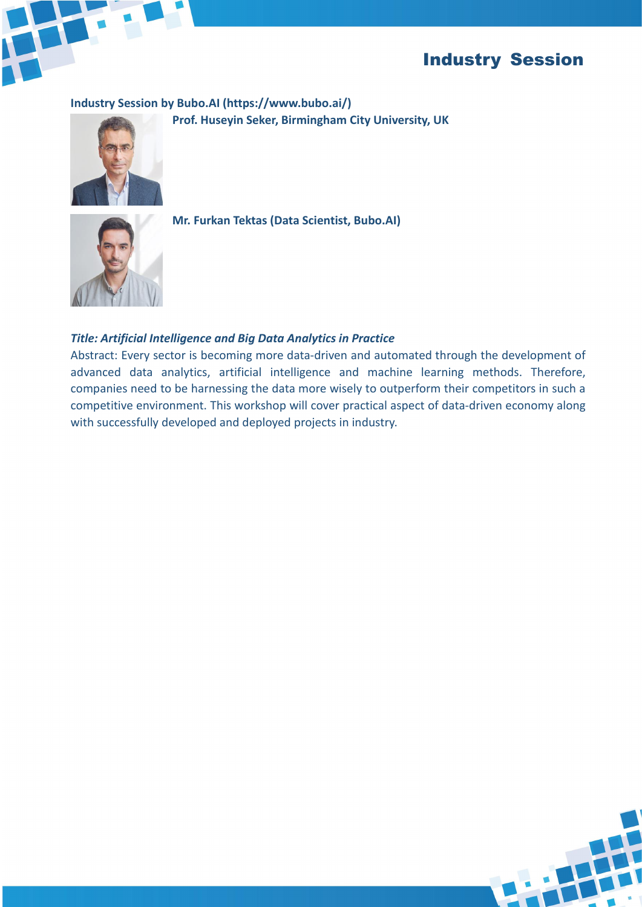# Industry Session

**Industry Session by Bubo.AI (https://www.bubo.ai/)**

**Prof. Huseyin Seker, Birmingham City University, UK**

**Mr. Furkan Tektas (Data Scientist, Bubo.AI)**

***Title: Artificial Intelligence and Big Data Analytics in Practice***

Abstract: Every sector is becoming more data-driven and automated through the development of advanced data analytics, artificial intelligence and machine learning methods. Therefore, companies need to be harnessing the data more wisely to outperform their competitors in such a competitive environment. This workshop will cover practical aspect of data-driven economy along with successfully developed and deployed projects in industry.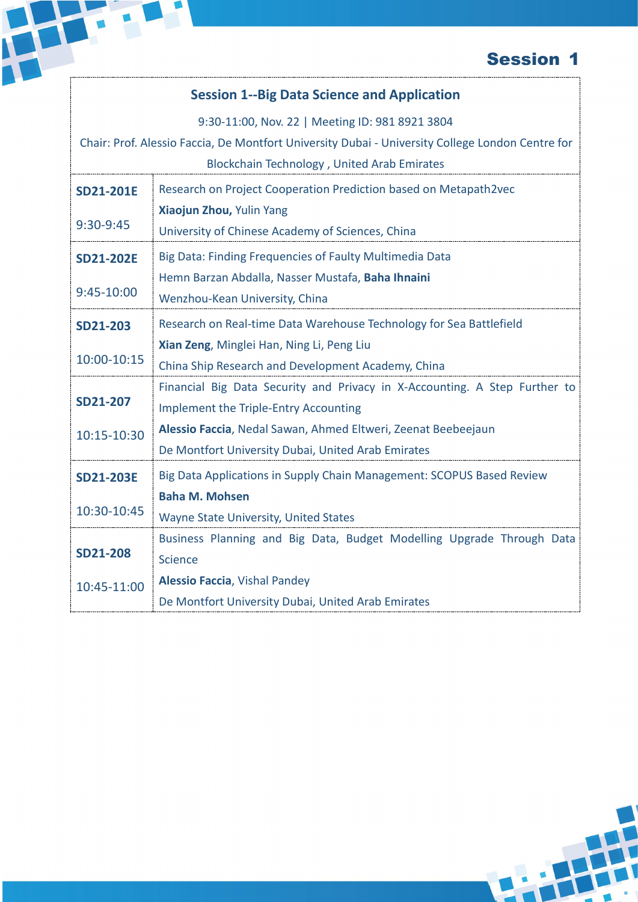## Session 1

### Session 1--Big Data Science and Application

9:30-11:00, Nov. 22 | Meeting ID: 981 8921 3804

Chair: Prof. Alessio Faccia, De Montfort University Dubai - University College London Centre for Blockchain Technology , United Arab Emirates

| | |
|---|---|
| **SD21-201E**<br>9:30-9:45 | Research on Project Cooperation Prediction based on Metapath2vec<br>**Xiaojun Zhou,** Yulin Yang<br>University of Chinese Academy of Sciences, China |
| **SD21-202E**<br>9:45-10:00 | Big Data: Finding Frequencies of Faulty Multimedia Data<br>Hemn Barzan Abdalla, Nasser Mustafa, **Baha Ihnaini**<br>Wenzhou-Kean University, China |
| **SD21-203**<br>10:00-10:15 | Research on Real-time Data Warehouse Technology for Sea Battlefield<br>**Xian Zeng**, Minglei Han, Ning Li, Peng Liu<br>China Ship Research and Development Academy, China |
| **SD21-207**<br>10:15-10:30 | Financial Big Data Security and Privacy in X-Accounting. A Step Further to Implement the Triple-Entry Accounting<br>**Alessio Faccia**, Nedal Sawan, Ahmed Eltweri, Zeenat Beebeejaun<br>De Montfort University Dubai, United Arab Emirates |
| **SD21-203E**<br>10:30-10:45 | Big Data Applications in Supply Chain Management: SCOPUS Based Review<br>**Baha M. Mohsen**<br>Wayne State University, United States |
| **SD21-208**<br>10:45-11:00 | Business Planning and Big Data, Budget Modelling Upgrade Through Data Science<br>**Alessio Faccia**, Vishal Pandey<br>De Montfort University Dubai, United Arab Emirates |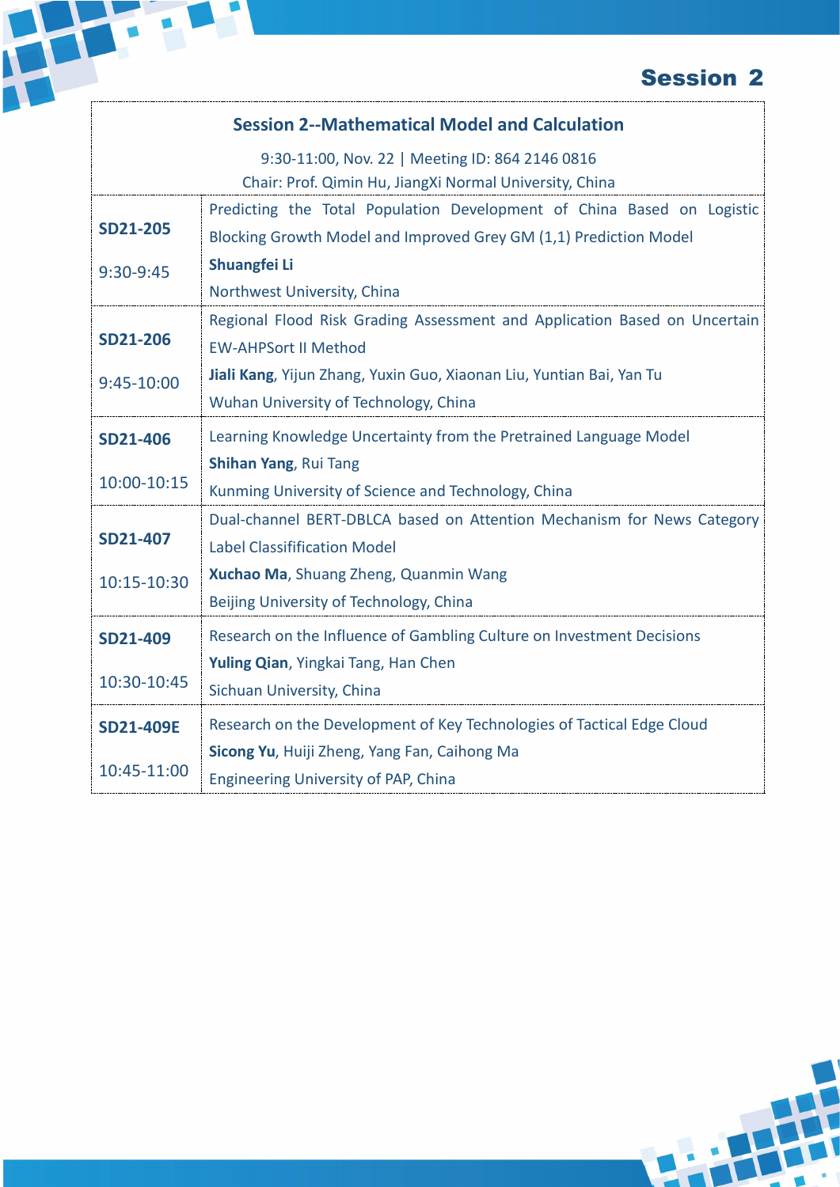# Session 2

## Session 2--Mathematical Model and Calculation

9:30-11:00, Nov. 22 | Meeting ID: 864 2146 0816

Chair: Prof. Qimin Hu, JiangXi Normal University, China

| | |
|---|---|
| **SD21-205**<br>9:30-9:45 | Predicting the Total Population Development of China Based on Logistic Blocking Growth Model and Improved Grey GM (1,1) Prediction Model<br>**Shuangfei Li**<br>Northwest University, China |
| **SD21-206**<br>9:45-10:00 | Regional Flood Risk Grading Assessment and Application Based on Uncertain EW-AHPSort II Method<br>**Jiali Kang**, Yijun Zhang, Yuxin Guo, Xiaonan Liu, Yuntian Bai, Yan Tu<br>Wuhan University of Technology, China |
| **SD21-406**<br>10:00-10:15 | Learning Knowledge Uncertainty from the Pretrained Language Model<br>**Shihan Yang**, Rui Tang<br>Kunming University of Science and Technology, China |
| **SD21-407**<br>10:15-10:30 | Dual-channel BERT-DBLCA based on Attention Mechanism for News Category Label Classifification Model<br>**Xuchao Ma**, Shuang Zheng, Quanmin Wang<br>Beijing University of Technology, China |
| **SD21-409**<br>10:30-10:45 | Research on the Influence of Gambling Culture on Investment Decisions<br>**Yuling Qian**, Yingkai Tang, Han Chen<br>Sichuan University, China |
| **SD21-409E**<br>10:45-11:00 | Research on the Development of Key Technologies of Tactical Edge Cloud<br>**Sicong Yu**, Huiji Zheng, Yang Fan, Caihong Ma<br>Engineering University of PAP, China |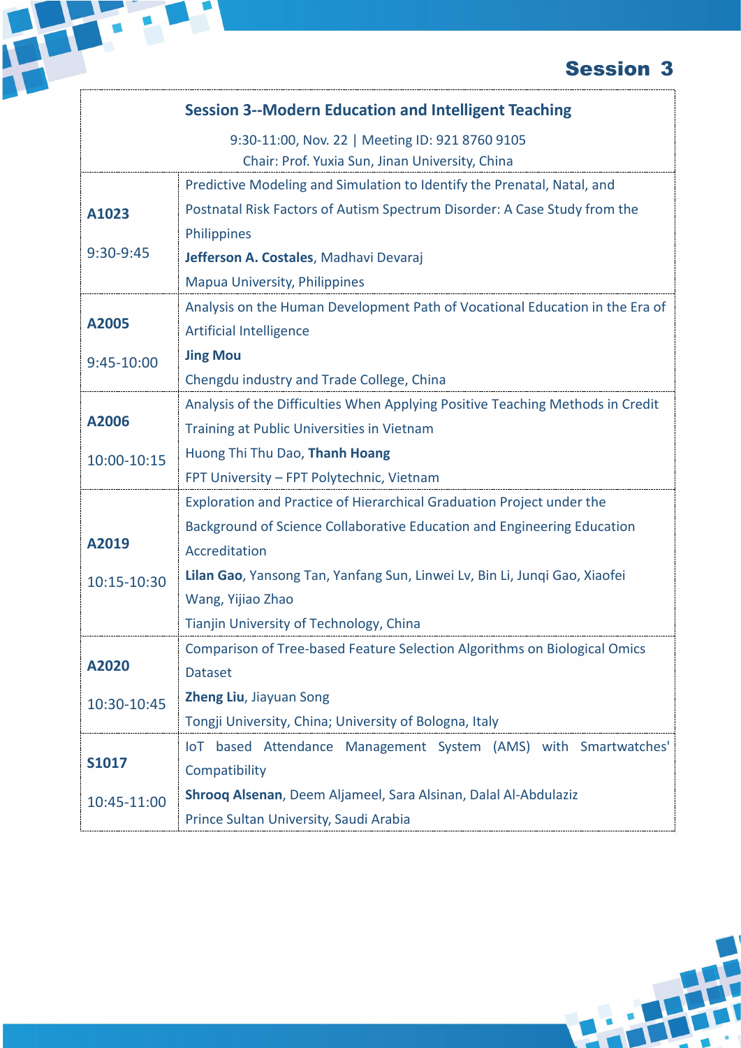# Session 3

## Session 3--Modern Education and Intelligent Teaching

9:30-11:00, Nov. 22 | Meeting ID: 921 8760 9105

Chair: Prof. Yuxia Sun, Jinan University, China

| | |
|---|---|
| **A1023**<br><br>9:30-9:45 | Predictive Modeling and Simulation to Identify the Prenatal, Natal, and Postnatal Risk Factors of Autism Spectrum Disorder: A Case Study from the Philippines<br>**Jefferson A. Costales**, Madhavi Devaraj<br>Mapua University, Philippines |
| **A2005**<br><br>9:45-10:00 | Analysis on the Human Development Path of Vocational Education in the Era of Artificial Intelligence<br>**Jing Mou**<br>Chengdu industry and Trade College, China |
| **A2006**<br><br>10:00-10:15 | Analysis of the Difficulties When Applying Positive Teaching Methods in Credit Training at Public Universities in Vietnam<br>Huong Thi Thu Dao, **Thanh Hoang**<br>FPT University – FPT Polytechnic, Vietnam |
| **A2019**<br><br>10:15-10:30 | Exploration and Practice of Hierarchical Graduation Project under the Background of Science Collaborative Education and Engineering Education Accreditation<br>**Lilan Gao**, Yansong Tan, Yanfang Sun, Linwei Lv, Bin Li, Junqi Gao, Xiaofei Wang, Yijiao Zhao<br>Tianjin University of Technology, China |
| **A2020**<br><br>10:30-10:45 | Comparison of Tree-based Feature Selection Algorithms on Biological Omics Dataset<br>**Zheng Liu**, Jiayuan Song<br>Tongji University, China; University of Bologna, Italy |
| **S1017**<br><br>10:45-11:00 | IoT based Attendance Management System (AMS) with Smartwatches' Compatibility<br>**Shrooq Alsenan**, Deem Aljameel, Sara Alsinan, Dalal Al-Abdulaziz<br>Prince Sultan University, Saudi Arabia |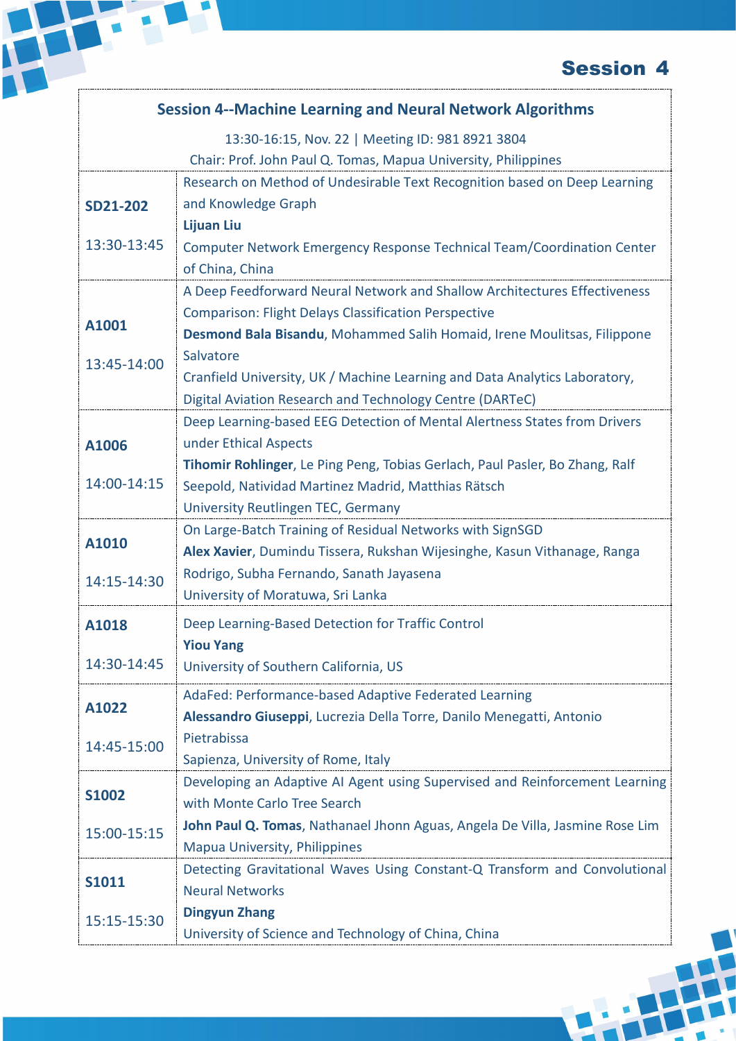# Session 4

## Session 4--Machine Learning and Neural Network Algorithms

13:30-16:15, Nov. 22 | Meeting ID: 981 8921 3804

Chair: Prof. John Paul Q. Tomas, Mapua University, Philippines

| | |
|---|---|
| **SD21-202**<br><br>13:30-13:45 | Research on Method of Undesirable Text Recognition based on Deep Learning and Knowledge Graph<br>**Lijuan Liu**<br>Computer Network Emergency Response Technical Team/Coordination Center of China, China |
| **A1001**<br><br>13:45-14:00 | A Deep Feedforward Neural Network and Shallow Architectures Effectiveness Comparison: Flight Delays Classification Perspective<br>**Desmond Bala Bisandu**, Mohammed Salih Homaid, Irene Moulitsas, Filippone Salvatore<br>Cranfield University, UK / Machine Learning and Data Analytics Laboratory, Digital Aviation Research and Technology Centre (DARTeC) |
| **A1006**<br><br>14:00-14:15 | Deep Learning-based EEG Detection of Mental Alertness States from Drivers under Ethical Aspects<br>**Tihomir Rohlinger**, Le Ping Peng, Tobias Gerlach, Paul Pasler, Bo Zhang, Ralf Seepold, Natividad Martinez Madrid, Matthias Rätsch<br>University Reutlingen TEC, Germany |
| **A1010**<br><br>14:15-14:30 | On Large-Batch Training of Residual Networks with SignSGD<br>**Alex Xavier**, Dumindu Tissera, Rukshan Wijesinghe, Kasun Vithanage, Ranga Rodrigo, Subha Fernando, Sanath Jayasena<br>University of Moratuwa, Sri Lanka |
| **A1018**<br><br>14:30-14:45 | Deep Learning-Based Detection for Traffic Control<br>**Yiou Yang**<br>University of Southern California, US |
| **A1022**<br><br>14:45-15:00 | AdaFed: Performance-based Adaptive Federated Learning<br>**Alessandro Giuseppi**, Lucrezia Della Torre, Danilo Menegatti, Antonio Pietrabissa<br>Sapienza, University of Rome, Italy |
| **S1002**<br><br>15:00-15:15 | Developing an Adaptive AI Agent using Supervised and Reinforcement Learning with Monte Carlo Tree Search<br>**John Paul Q. Tomas**, Nathanael Jhonn Aguas, Angela De Villa, Jasmine Rose Lim<br>Mapua University, Philippines |
| **S1011**<br><br>15:15-15:30 | Detecting Gravitational Waves Using Constant-Q Transform and Convolutional Neural Networks<br>**Dingyun Zhang**<br>University of Science and Technology of China, China |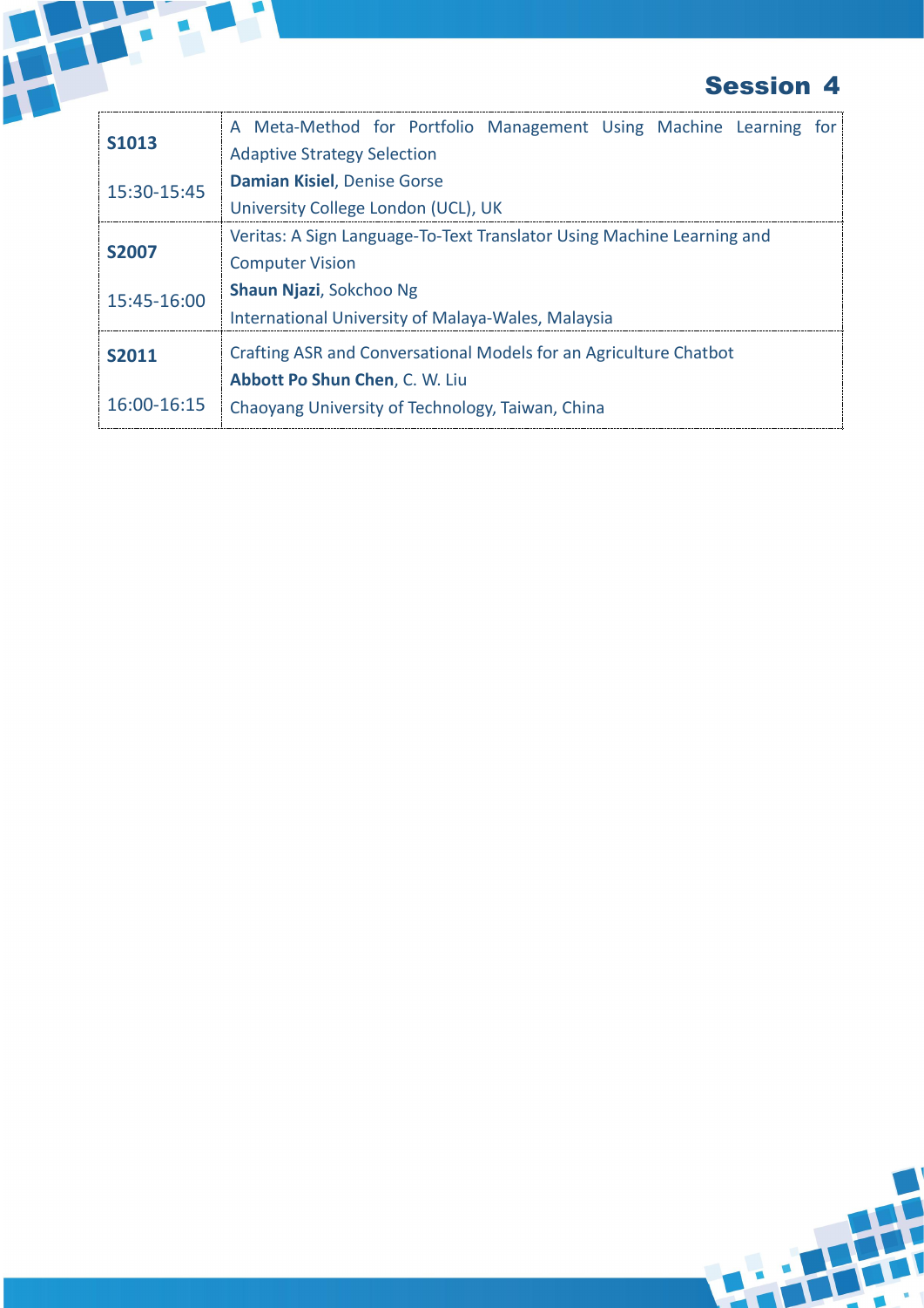## Session 4

| | |
|---|---|
| **S1013**<br><br>15:30-15:45 | A Meta-Method for Portfolio Management Using Machine Learning for Adaptive Strategy Selection<br>**Damian Kisiel**, Denise Gorse<br>University College London (UCL), UK |
| **S2007**<br><br>15:45-16:00 | Veritas: A Sign Language-To-Text Translator Using Machine Learning and Computer Vision<br>**Shaun Njazi**, Sokchoo Ng<br>International University of Malaya-Wales, Malaysia |
| **S2011**<br><br>16:00-16:15 | Crafting ASR and Conversational Models for an Agriculture Chatbot<br>**Abbott Po Shun Chen**, C. W. Liu<br>Chaoyang University of Technology, Taiwan, China |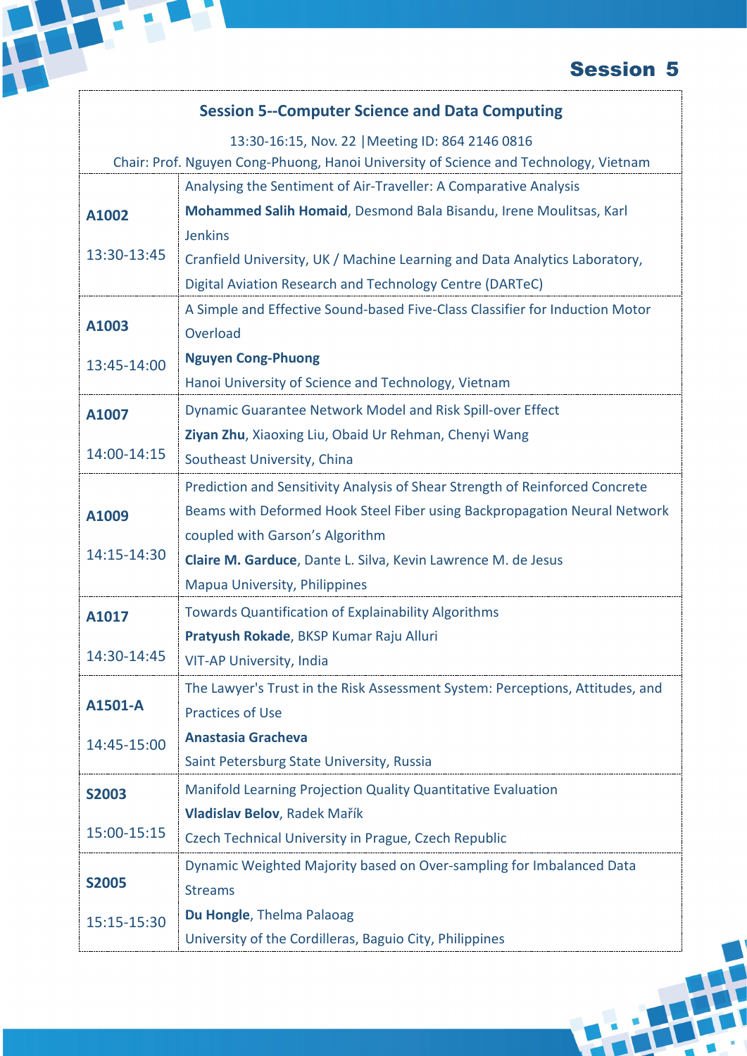# Session 5

## Session 5--Computer Science and Data Computing

13:30-16:15, Nov. 22 |Meeting ID: 864 2146 0816

Chair: Prof. Nguyen Cong-Phuong, Hanoi University of Science and Technology, Vietnam

| | |
|---|---|
| **A1002**<br><br>13:30-13:45 | Analysing the Sentiment of Air-Traveller: A Comparative Analysis<br>**Mohammed Salih Homaid**, Desmond Bala Bisandu, Irene Moulitsas, Karl Jenkins<br>Cranfield University, UK / Machine Learning and Data Analytics Laboratory, Digital Aviation Research and Technology Centre (DARTeC) |
| **A1003**<br><br>13:45-14:00 | A Simple and Effective Sound-based Five-Class Classifier for Induction Motor Overload<br>**Nguyen Cong-Phuong**<br>Hanoi University of Science and Technology, Vietnam |
| **A1007**<br><br>14:00-14:15 | Dynamic Guarantee Network Model and Risk Spill-over Effect<br>**Ziyan Zhu**, Xiaoxing Liu, Obaid Ur Rehman, Chenyi Wang<br>Southeast University, China |
| **A1009**<br><br>14:15-14:30 | Prediction and Sensitivity Analysis of Shear Strength of Reinforced Concrete Beams with Deformed Hook Steel Fiber using Backpropagation Neural Network coupled with Garson's Algorithm<br>**Claire M. Garduce**, Dante L. Silva, Kevin Lawrence M. de Jesus<br>Mapua University, Philippines |
| **A1017**<br><br>14:30-14:45 | Towards Quantification of Explainability Algorithms<br>**Pratyush Rokade**, BKSP Kumar Raju Alluri<br>VIT-AP University, India |
| **A1501-A**<br><br>14:45-15:00 | The Lawyer's Trust in the Risk Assessment System: Perceptions, Attitudes, and Practices of Use<br>**Anastasia Gracheva**<br>Saint Petersburg State University, Russia |
| **S2003**<br><br>15:00-15:15 | Manifold Learning Projection Quality Quantitative Evaluation<br>**Vladislav Belov**, Radek Mařík<br>Czech Technical University in Prague, Czech Republic |
| **S2005**<br><br>15:15-15:30 | Dynamic Weighted Majority based on Over-sampling for Imbalanced Data Streams<br>**Du Hongle**, Thelma Palaoag<br>University of the Cordilleras, Baguio City, Philippines |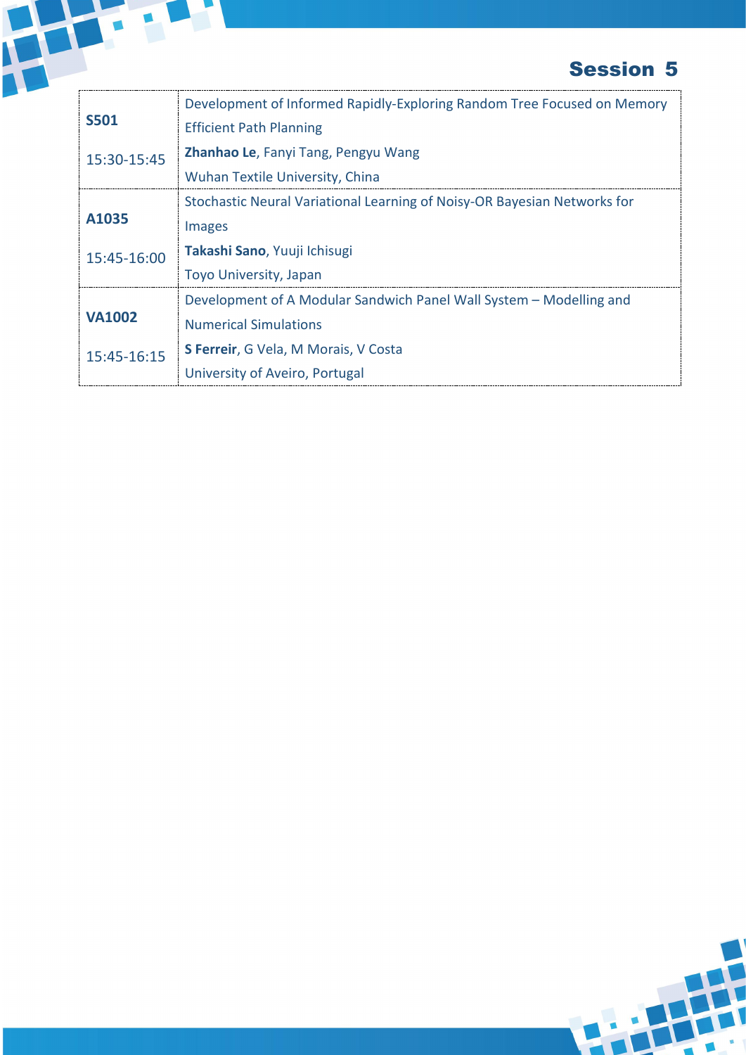## Session 5

| | |
|---|---|
| **S501**<br><br>15:30-15:45 | Development of Informed Rapidly-Exploring Random Tree Focused on Memory Efficient Path Planning<br>**Zhanhao Le**, Fanyi Tang, Pengyu Wang<br>Wuhan Textile University, China |
| **A1035**<br><br>15:45-16:00 | Stochastic Neural Variational Learning of Noisy-OR Bayesian Networks for Images<br>**Takashi Sano**, Yuuji Ichisugi<br>Toyo University, Japan |
| **VA1002**<br><br>15:45-16:15 | Development of A Modular Sandwich Panel Wall System – Modelling and Numerical Simulations<br>**S Ferreir**, G Vela, M Morais, V Costa<br>University of Aveiro, Portugal |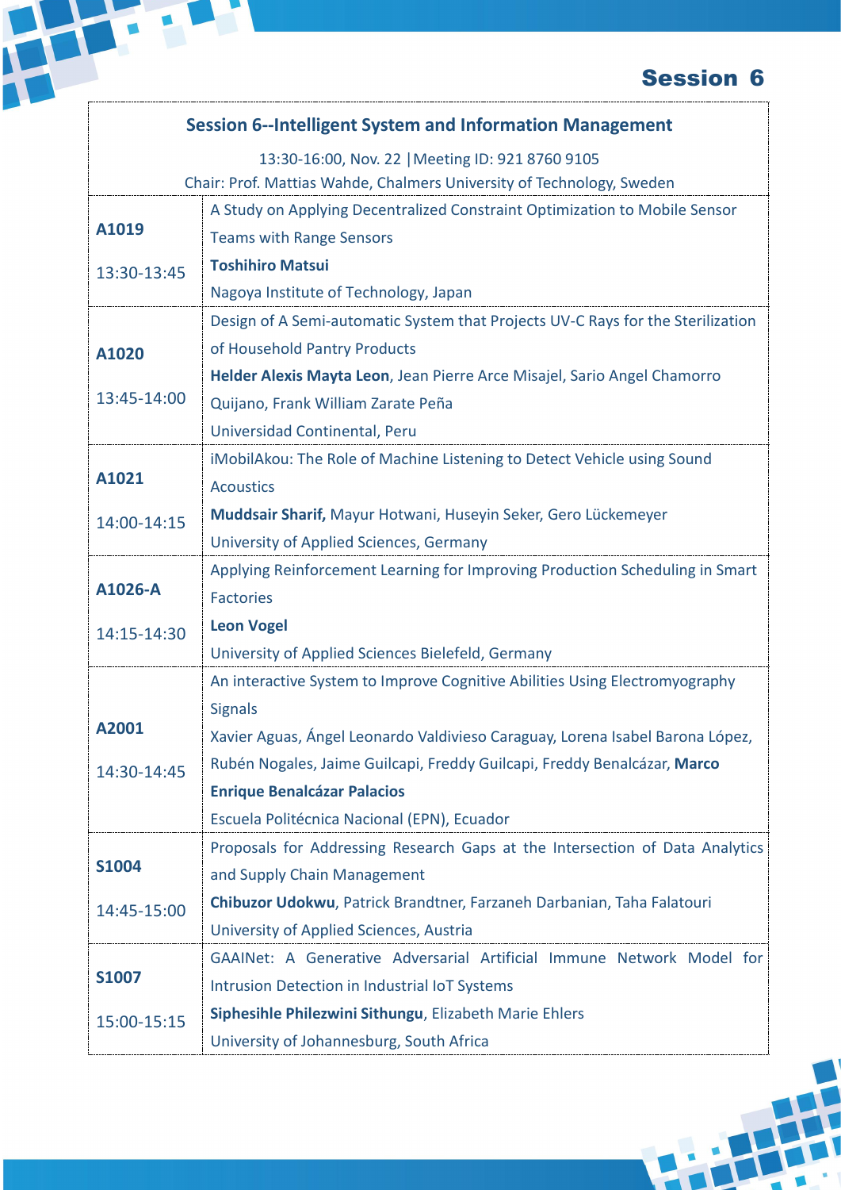# Session 6

## Session 6--Intelligent System and Information Management

13:30-16:00, Nov. 22 |Meeting ID: 921 8760 9105

Chair: Prof. Mattias Wahde, Chalmers University of Technology, Sweden

| | |
|---|---|
| **A1019**<br><br>13:30-13:45 | A Study on Applying Decentralized Constraint Optimization to Mobile Sensor Teams with Range Sensors<br>**Toshihiro Matsui**<br>Nagoya Institute of Technology, Japan |
| **A1020**<br><br>13:45-14:00 | Design of A Semi-automatic System that Projects UV-C Rays for the Sterilization of Household Pantry Products<br>**Helder Alexis Mayta Leon**, Jean Pierre Arce Misajel, Sario Angel Chamorro Quijano, Frank William Zarate Peña<br>Universidad Continental, Peru |
| **A1021**<br><br>14:00-14:15 | iMobilAkou: The Role of Machine Listening to Detect Vehicle using Sound Acoustics<br>**Muddsair Sharif,** Mayur Hotwani, Huseyin Seker, Gero Lückemeyer<br>University of Applied Sciences, Germany |
| **A1026-A**<br><br>14:15-14:30 | Applying Reinforcement Learning for Improving Production Scheduling in Smart Factories<br>**Leon Vogel**<br>University of Applied Sciences Bielefeld, Germany |
| **A2001**<br><br>14:30-14:45 | An interactive System to Improve Cognitive Abilities Using Electromyography Signals<br>Xavier Aguas, Ángel Leonardo Valdivieso Caraguay, Lorena Isabel Barona López, Rubén Nogales, Jaime Guilcapi, Freddy Guilcapi, Freddy Benalcázar, **Marco Enrique Benalcázar Palacios**<br>Escuela Politécnica Nacional (EPN), Ecuador |
| **S1004**<br><br>14:45-15:00 | Proposals for Addressing Research Gaps at the Intersection of Data Analytics and Supply Chain Management<br>**Chibuzor Udokwu**, Patrick Brandtner, Farzaneh Darbanian, Taha Falatouri<br>University of Applied Sciences, Austria |
| **S1007**<br><br>15:00-15:15 | GAAINet: A Generative Adversarial Artificial Immune Network Model for Intrusion Detection in Industrial IoT Systems<br>**Siphesihle Philezwini Sithungu**, Elizabeth Marie Ehlers<br>University of Johannesburg, South Africa |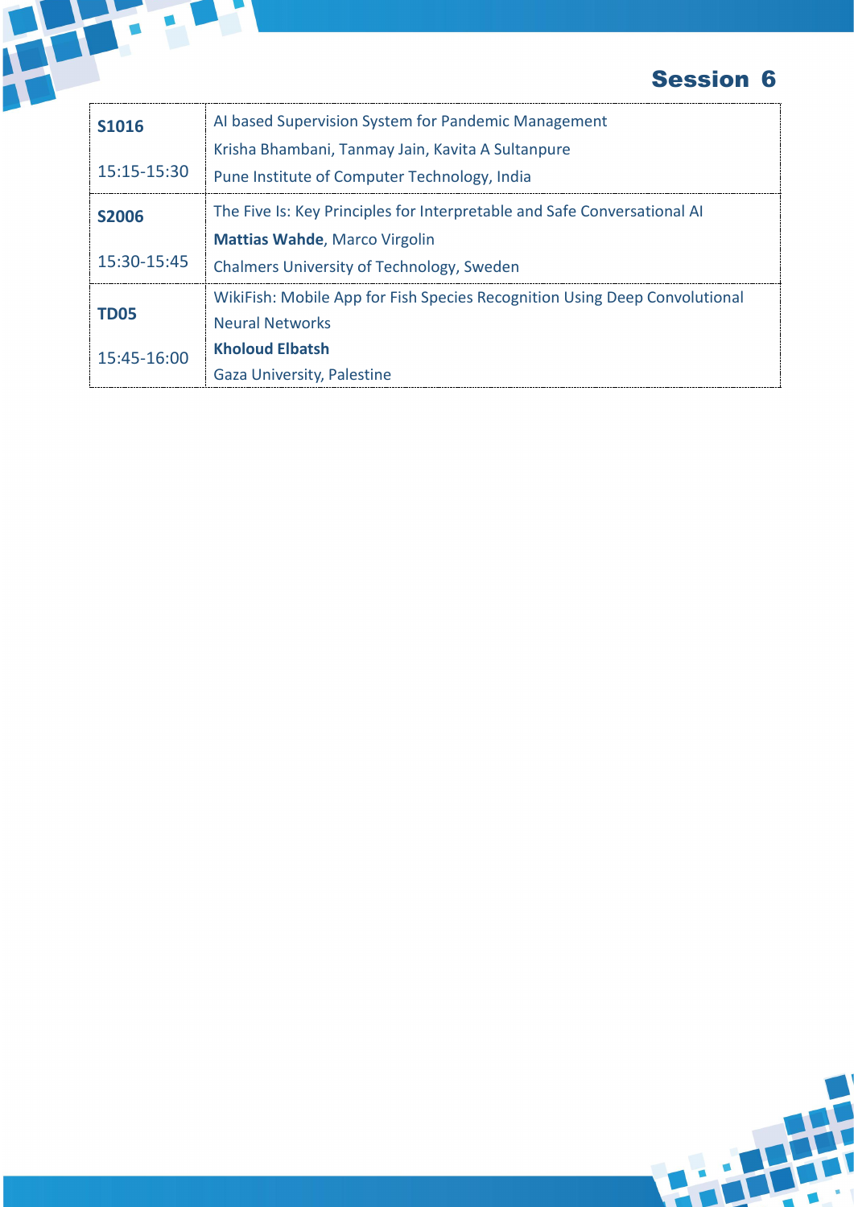## Session 6

| | |
|---|---|
| **S1016**<br><br>15:15-15:30 | AI based Supervision System for Pandemic Management<br>Krisha Bhambani, Tanmay Jain, Kavita A Sultanpure<br>Pune Institute of Computer Technology, India |
| **S2006**<br><br>15:30-15:45 | The Five Is: Key Principles for Interpretable and Safe Conversational AI<br>**Mattias Wahde**, Marco Virgolin<br>Chalmers University of Technology, Sweden |
| **TD05**<br><br>15:45-16:00 | WikiFish: Mobile App for Fish Species Recognition Using Deep Convolutional Neural Networks<br>**Kholoud Elbatsh**<br>Gaza University, Palestine |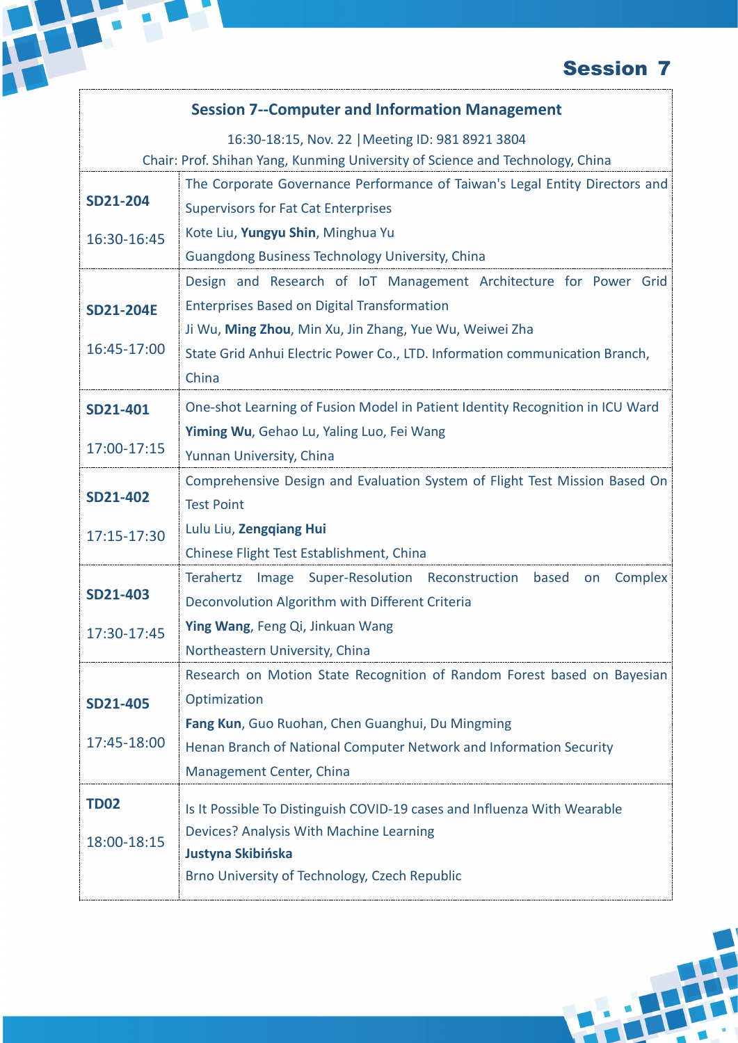# Session 7

## Session 7--Computer and Information Management

16:30-18:15, Nov. 22 |Meeting ID: 981 8921 3804

Chair: Prof. Shihan Yang, Kunming University of Science and Technology, China

| | |
|---|---|
| **SD21-204**<br>16:30-16:45 | The Corporate Governance Performance of Taiwan's Legal Entity Directors and Supervisors for Fat Cat Enterprises<br>Kote Liu, **Yungyu Shin**, Minghua Yu<br>Guangdong Business Technology University, China |
| **SD21-204E**<br>16:45-17:00 | Design and Research of IoT Management Architecture for Power Grid Enterprises Based on Digital Transformation<br>Ji Wu, **Ming Zhou**, Min Xu, Jin Zhang, Yue Wu, Weiwei Zha<br>State Grid Anhui Electric Power Co., LTD. Information communication Branch, China |
| **SD21-401**<br>17:00-17:15 | One-shot Learning of Fusion Model in Patient Identity Recognition in ICU Ward<br>**Yiming Wu**, Gehao Lu, Yaling Luo, Fei Wang<br>Yunnan University, China |
| **SD21-402**<br>17:15-17:30 | Comprehensive Design and Evaluation System of Flight Test Mission Based On Test Point<br>Lulu Liu, **Zengqiang Hui**<br>Chinese Flight Test Establishment, China |
| **SD21-403**<br>17:30-17:45 | Terahertz Image Super-Resolution Reconstruction based on Complex Deconvolution Algorithm with Different Criteria<br>**Ying Wang**, Feng Qi, Jinkuan Wang<br>Northeastern University, China |
| **SD21-405**<br>17:45-18:00 | Research on Motion State Recognition of Random Forest based on Bayesian Optimization<br>**Fang Kun**, Guo Ruohan, Chen Guanghui, Du Mingming<br>Henan Branch of National Computer Network and Information Security Management Center, China |
| **TD02**<br>18:00-18:15 | Is It Possible To Distinguish COVID-19 cases and Influenza With Wearable Devices? Analysis With Machine Learning<br>**Justyna Skibińska**<br>Brno University of Technology, Czech Republic |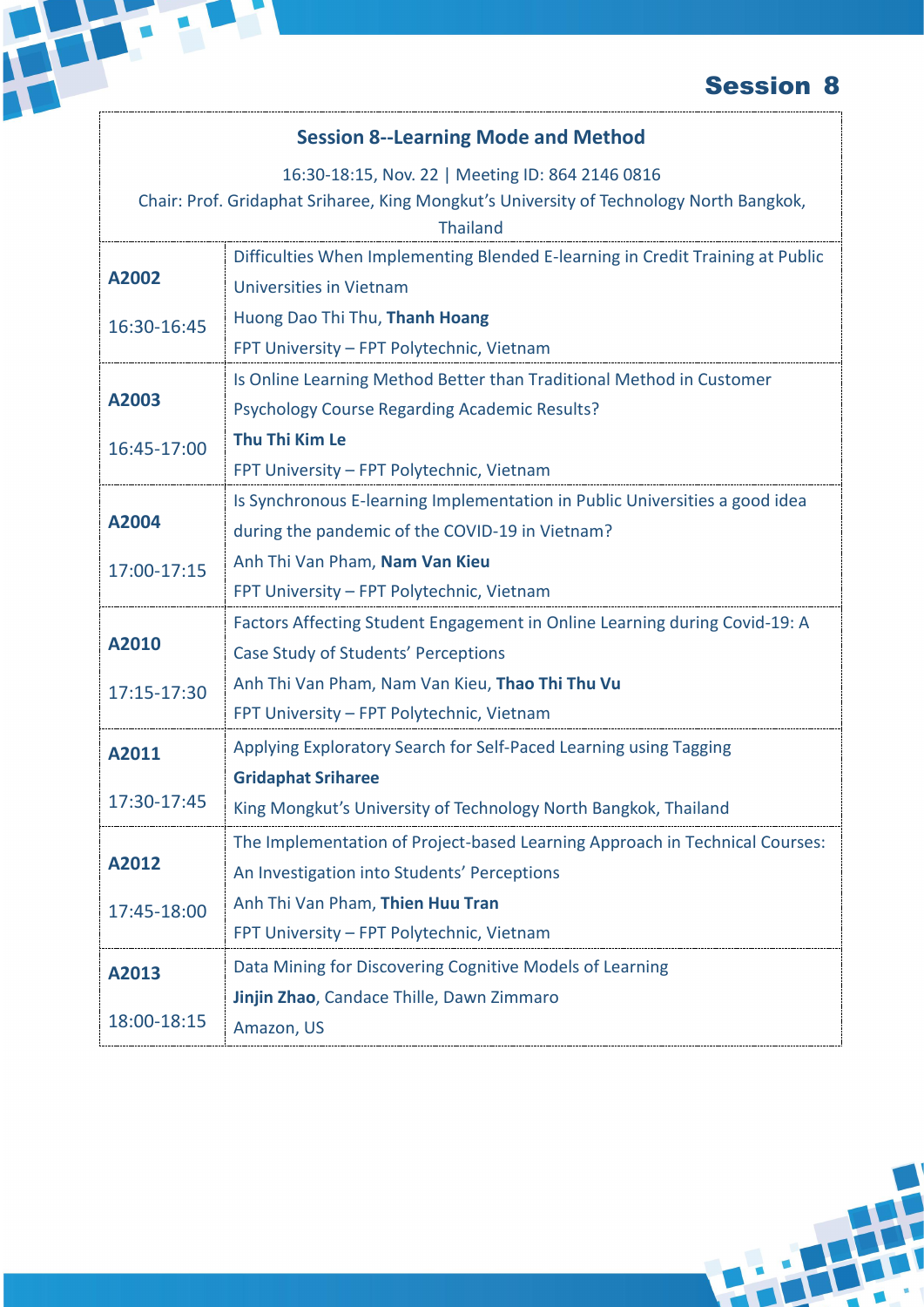# Session 8

## Session 8--Learning Mode and Method

16:30-18:15, Nov. 22 | Meeting ID: 864 2146 0816

Chair: Prof. Gridaphat Sriharee, King Mongkut's University of Technology North Bangkok, Thailand

| | |
|---|---|
| **A2002**<br><br>16:30-16:45 | Difficulties When Implementing Blended E-learning in Credit Training at Public Universities in Vietnam<br>Huong Dao Thi Thu, **Thanh Hoang**<br>FPT University – FPT Polytechnic, Vietnam |
| **A2003**<br><br>16:45-17:00 | Is Online Learning Method Better than Traditional Method in Customer Psychology Course Regarding Academic Results?<br>**Thu Thi Kim Le**<br>FPT University – FPT Polytechnic, Vietnam |
| **A2004**<br><br>17:00-17:15 | Is Synchronous E-learning Implementation in Public Universities a good idea during the pandemic of the COVID-19 in Vietnam?<br>Anh Thi Van Pham, **Nam Van Kieu**<br>FPT University – FPT Polytechnic, Vietnam |
| **A2010**<br><br>17:15-17:30 | Factors Affecting Student Engagement in Online Learning during Covid-19: A Case Study of Students' Perceptions<br>Anh Thi Van Pham, Nam Van Kieu, **Thao Thi Thu Vu**<br>FPT University – FPT Polytechnic, Vietnam |
| **A2011**<br><br>17:30-17:45 | Applying Exploratory Search for Self-Paced Learning using Tagging<br>**Gridaphat Sriharee**<br>King Mongkut's University of Technology North Bangkok, Thailand |
| **A2012**<br><br>17:45-18:00 | The Implementation of Project-based Learning Approach in Technical Courses: An Investigation into Students' Perceptions<br>Anh Thi Van Pham, **Thien Huu Tran**<br>FPT University – FPT Polytechnic, Vietnam |
| **A2013**<br><br>18:00-18:15 | Data Mining for Discovering Cognitive Models of Learning<br>**Jinjin Zhao**, Candace Thille, Dawn Zimmaro<br>Amazon, US |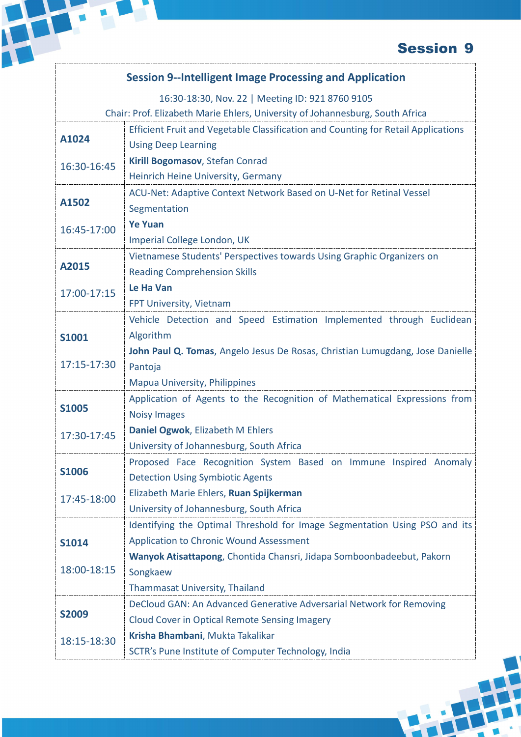# Session 9

## Session 9--Intelligent Image Processing and Application

16:30-18:30, Nov. 22 | Meeting ID: 921 8760 9105

Chair: Prof. Elizabeth Marie Ehlers, University of Johannesburg, South Africa

| | |
|---|---|
| **A1024**<br>16:30-16:45 | Efficient Fruit and Vegetable Classification and Counting for Retail Applications Using Deep Learning<br>**Kirill Bogomasov**, Stefan Conrad<br>Heinrich Heine University, Germany |
| **A1502**<br>16:45-17:00 | ACU-Net: Adaptive Context Network Based on U-Net for Retinal Vessel Segmentation<br>**Ye Yuan**<br>Imperial College London, UK |
| **A2015**<br>17:00-17:15 | Vietnamese Students' Perspectives towards Using Graphic Organizers on Reading Comprehension Skills<br>**Le Ha Van**<br>FPT University, Vietnam |
| **S1001**<br>17:15-17:30 | Vehicle Detection and Speed Estimation Implemented through Euclidean Algorithm<br>**John Paul Q. Tomas**, Angelo Jesus De Rosas, Christian Lumugdang, Jose Danielle Pantoja<br>Mapua University, Philippines |
| **S1005**<br>17:30-17:45 | Application of Agents to the Recognition of Mathematical Expressions from Noisy Images<br>**Daniel Ogwok**, Elizabeth M Ehlers<br>University of Johannesburg, South Africa |
| **S1006**<br>17:45-18:00 | Proposed Face Recognition System Based on Immune Inspired Anomaly Detection Using Symbiotic Agents<br>Elizabeth Marie Ehlers, **Ruan Spijkerman**<br>University of Johannesburg, South Africa |
| **S1014**<br>18:00-18:15 | Identifying the Optimal Threshold for Image Segmentation Using PSO and its Application to Chronic Wound Assessment<br>**Wanyok Atisattapong**, Chontida Chansri, Jidapa Somboonbadeebut, Pakorn Songkaew<br>Thammasat University, Thailand |
| **S2009**<br>18:15-18:30 | DeCloud GAN: An Advanced Generative Adversarial Network for Removing Cloud Cover in Optical Remote Sensing Imagery<br>**Krisha Bhambani**, Mukta Takalikar<br>SCTR's Pune Institute of Computer Technology, India |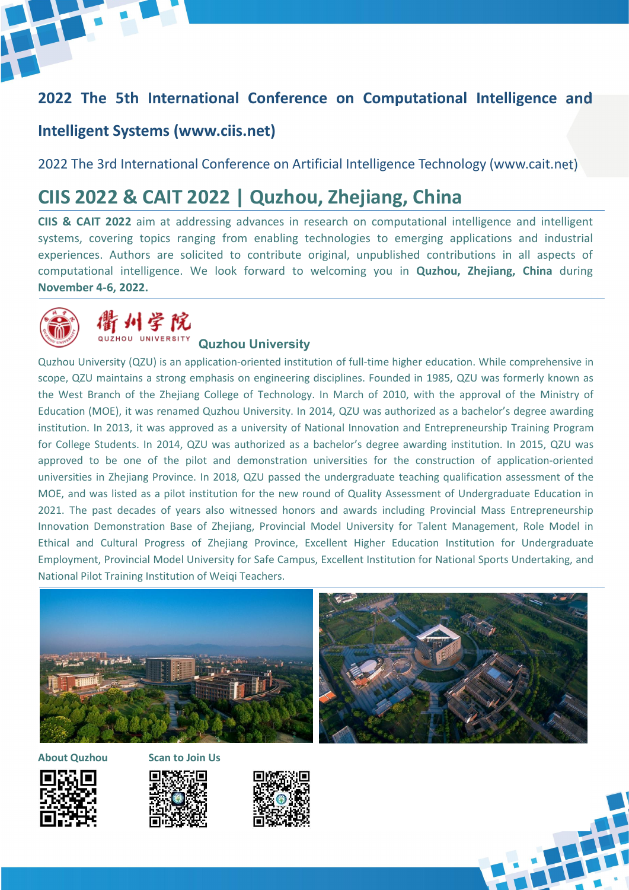**2022 The 5th International Conference on Computational Intelligence and Intelligent Systems (www.ciis.net)**

2022 The 3rd International Conference on Artificial Intelligence Technology (www.cait.net)

# CIIS 2022 & CAIT 2022 | Quzhou, Zhejiang, China

**CIIS & CAIT 2022** aim at addressing advances in research on computational intelligence and intelligent systems, covering topics ranging from enabling technologies to emerging applications and industrial experiences. Authors are solicited to contribute original, unpublished contributions in all aspects of computational intelligence. We look forward to welcoming you in **Quzhou, Zhejiang, China** during **November 4-6, 2022.**

衢州学院

QUZHOU UNIVERSITY

## Quzhou University

Quzhou University (QZU) is an application-oriented institution of full-time higher education. While comprehensive in scope, QZU maintains a strong emphasis on engineering disciplines. Founded in 1985, QZU was formerly known as the West Branch of the Zhejiang College of Technology. In March of 2010, with the approval of the Ministry of Education (MOE), it was renamed Quzhou University. In 2014, QZU was authorized as a bachelor's degree awarding institution. In 2013, it was approved as a university of National Innovation and Entrepreneurship Training Program for College Students. In 2014, QZU was authorized as a bachelor's degree awarding institution. In 2015, QZU was approved to be one of the pilot and demonstration universities for the construction of application-oriented universities in Zhejiang Province. In 2018, QZU passed the undergraduate teaching qualification assessment of the MOE, and was listed as a pilot institution for the new round of Quality Assessment of Undergraduate Education in 2021. The past decades of years also witnessed honors and awards including Provincial Mass Entrepreneurship Innovation Demonstration Base of Zhejiang, Provincial Model University for Talent Management, Role Model in Ethical and Cultural Progress of Zhejiang Province, Excellent Higher Education Institution for Undergraduate Employment, Provincial Model University for Safe Campus, Excellent Institution for National Sports Undertaking, and National Pilot Training Institution of Weiqi Teachers.

**About Quzhou**

**Scan to Join Us**